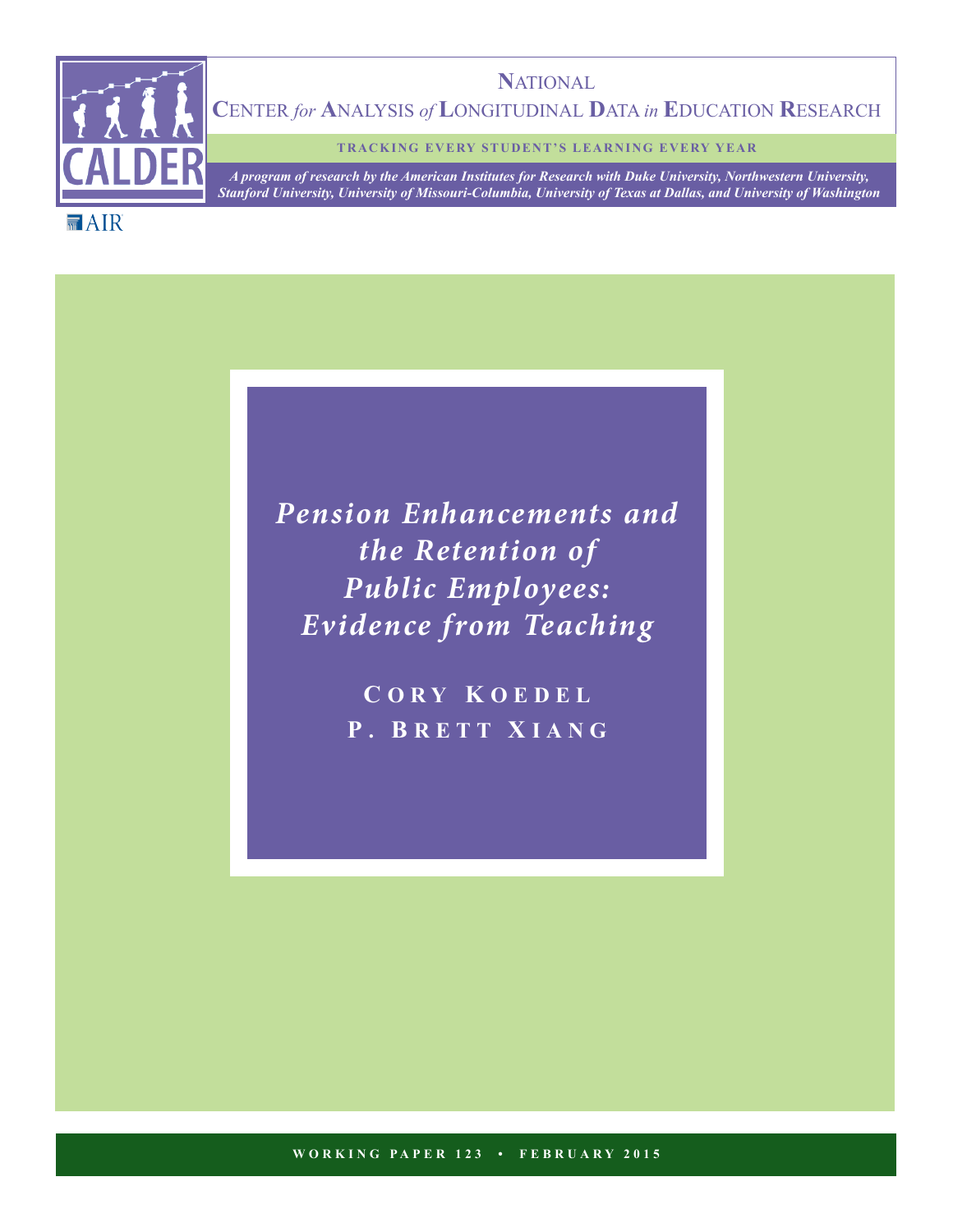NATIONAL CENTER *for* ANALYSIS *of* LONGITUDINAL DATA *in* EDUCATION RESEARCH

**TRACKING EVERY STUDENT'S LEARNING EVERY YEAR**

*A program of research by the American Institutes for Research with Duke University, Northwestern University, Stanford University, University of Missouri-Columbia, University of Texas at Dallas, and University of Washington*

CALDER

AIR

# *Pension Enhancements and the Retention of Public Employees: Evidence from Teaching*

**CORY KOEDEL**

**P. BRETT XIANG**

WORKING PAPER 123 • FEBRUARY 2015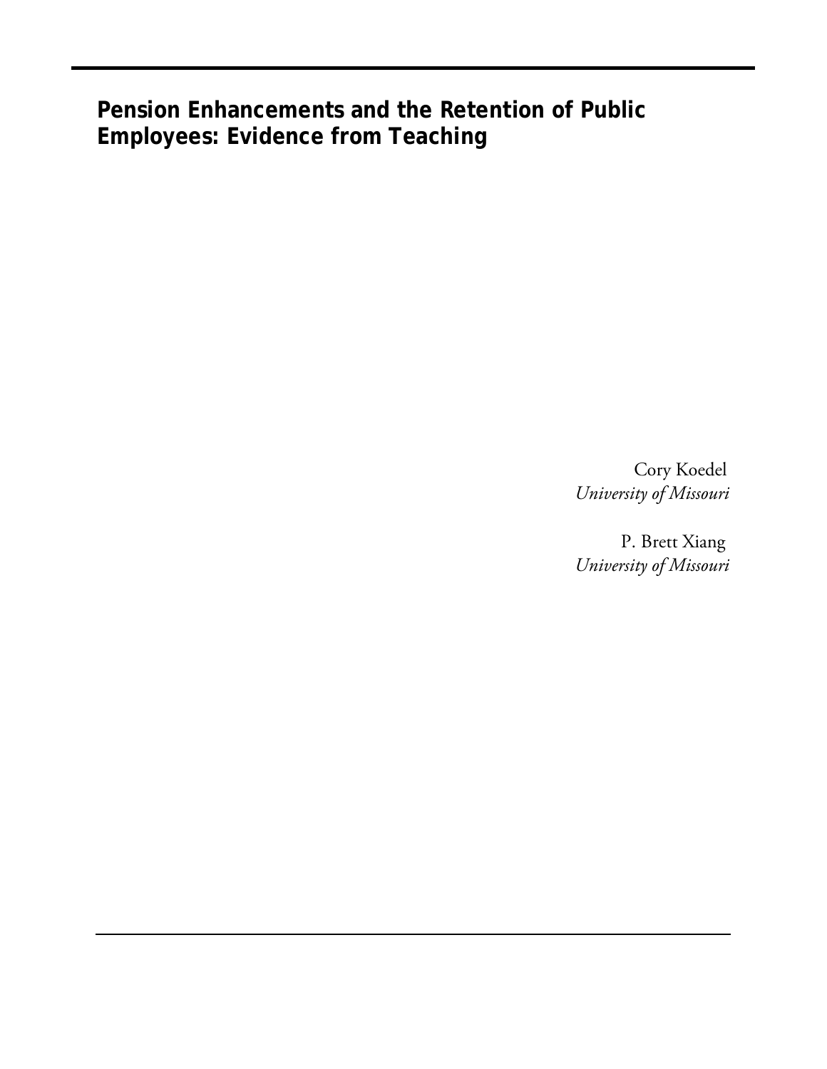# Pension Enhancements and the Retention of Public Employees: Evidence from Teaching

Cory Koedel
*University of Missouri*

P. Brett Xiang
*University of Missouri*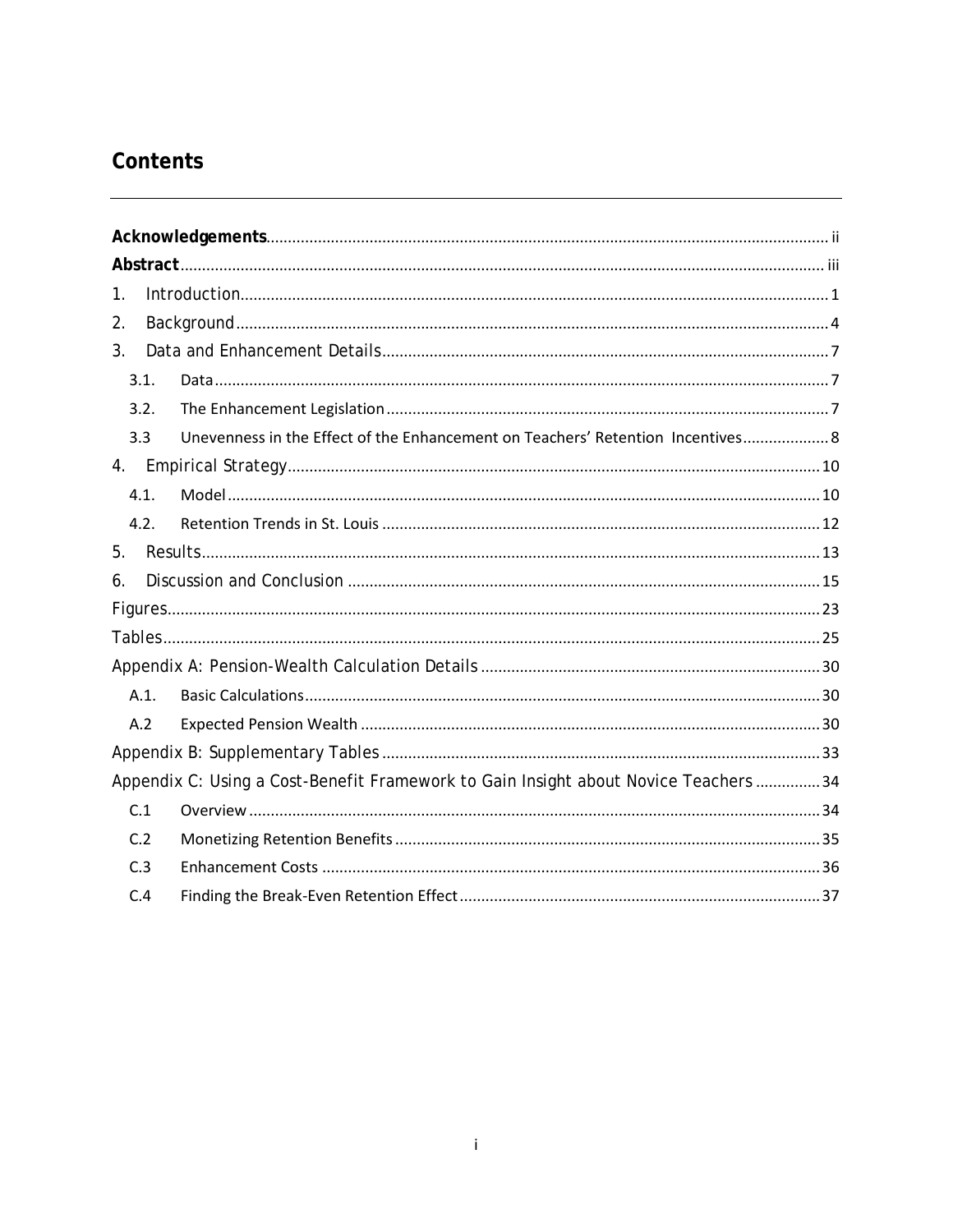## Contents

**Acknowledgements** ..... ii

**Abstract** ..... iii

1. Introduction ..... 1
2. Background ..... 4
3. Data and Enhancement Details ..... 7
   - 3.1. Data ..... 7
   - 3.2. The Enhancement Legislation ..... 7
   - 3.3 Unevenness in the Effect of the Enhancement on Teachers' Retention Incentives ..... 8
4. Empirical Strategy ..... 10
   - 4.1. Model ..... 10
   - 4.2. Retention Trends in St. Louis ..... 12
5. Results ..... 13
6. Discussion and Conclusion ..... 15

Figures ..... 23

Tables ..... 25

Appendix A: Pension-Wealth Calculation Details ..... 30
- A.1. Basic Calculations ..... 30
- A.2 Expected Pension Wealth ..... 30

Appendix B: Supplementary Tables ..... 33

Appendix C: Using a Cost-Benefit Framework to Gain Insight about Novice Teachers ..... 34
- C.1 Overview ..... 34
- C.2 Monetizing Retention Benefits ..... 35
- C.3 Enhancement Costs ..... 36
- C.4 Finding the Break-Even Retention Effect ..... 37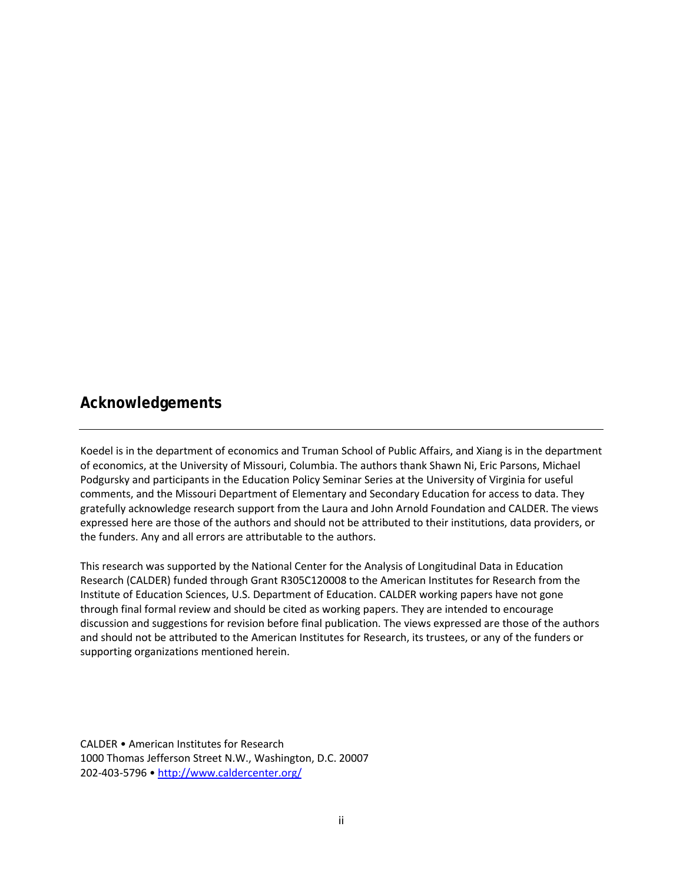## Acknowledgements

Koedel is in the department of economics and Truman School of Public Affairs, and Xiang is in the department of economics, at the University of Missouri, Columbia. The authors thank Shawn Ni, Eric Parsons, Michael Podgursky and participants in the Education Policy Seminar Series at the University of Virginia for useful comments, and the Missouri Department of Elementary and Secondary Education for access to data. They gratefully acknowledge research support from the Laura and John Arnold Foundation and CALDER. The views expressed here are those of the authors and should not be attributed to their institutions, data providers, or the funders. Any and all errors are attributable to the authors.

This research was supported by the National Center for the Analysis of Longitudinal Data in Education Research (CALDER) funded through Grant R305C120008 to the American Institutes for Research from the Institute of Education Sciences, U.S. Department of Education. CALDER working papers have not gone through final formal review and should be cited as working papers. They are intended to encourage discussion and suggestions for revision before final publication. The views expressed are those of the authors and should not be attributed to the American Institutes for Research, its trustees, or any of the funders or supporting organizations mentioned herein.

CALDER • American Institutes for Research
1000 Thomas Jefferson Street N.W., Washington, D.C. 20007
202-403-5796 • http://www.caldercenter.org/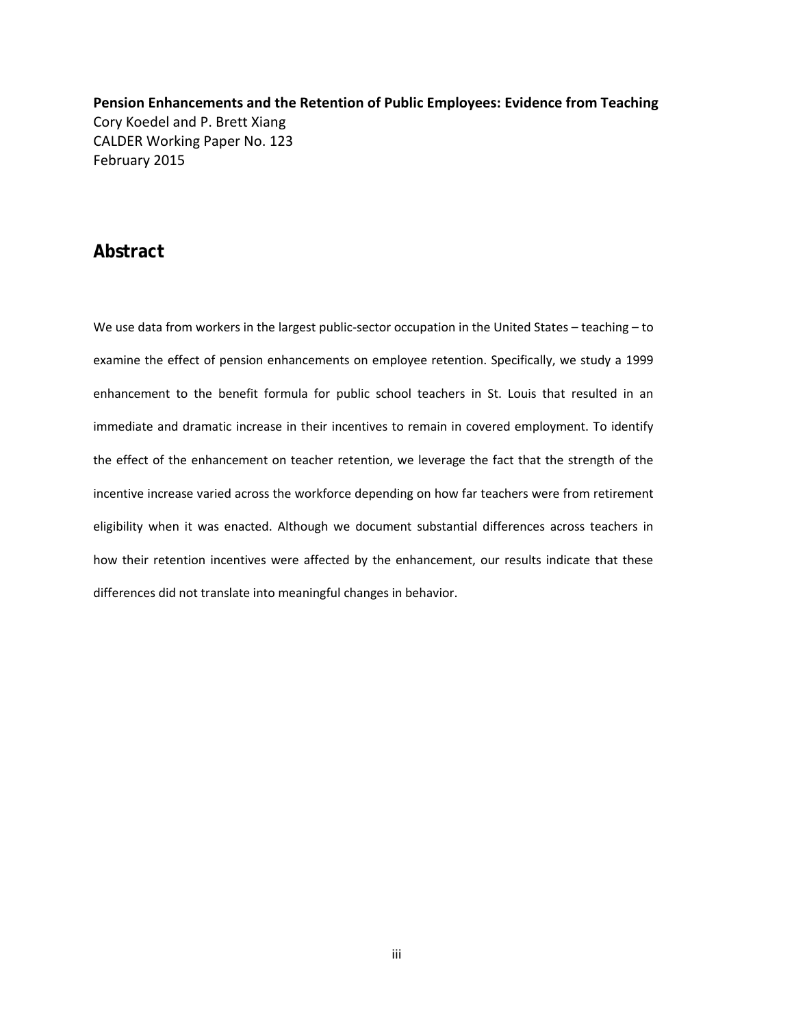**Pension Enhancements and the Retention of Public Employees: Evidence from Teaching**
Cory Koedel and P. Brett Xiang
CALDER Working Paper No. 123
February 2015

## Abstract

We use data from workers in the largest public-sector occupation in the United States – teaching – to examine the effect of pension enhancements on employee retention. Specifically, we study a 1999 enhancement to the benefit formula for public school teachers in St. Louis that resulted in an immediate and dramatic increase in their incentives to remain in covered employment. To identify the effect of the enhancement on teacher retention, we leverage the fact that the strength of the incentive increase varied across the workforce depending on how far teachers were from retirement eligibility when it was enacted. Although we document substantial differences across teachers in how their retention incentives were affected by the enhancement, our results indicate that these differences did not translate into meaningful changes in behavior.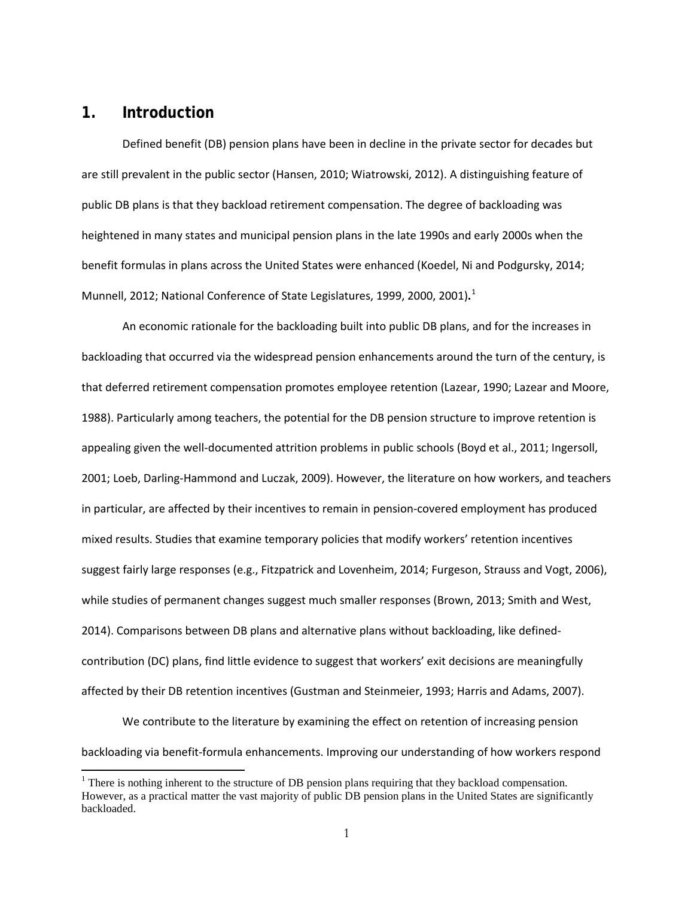# 1. Introduction

Defined benefit (DB) pension plans have been in decline in the private sector for decades but are still prevalent in the public sector (Hansen, 2010; Wiatrowski, 2012). A distinguishing feature of public DB plans is that they backload retirement compensation. The degree of backloading was heightened in many states and municipal pension plans in the late 1990s and early 2000s when the benefit formulas in plans across the United States were enhanced (Koedel, Ni and Podgursky, 2014; Munnell, 2012; National Conference of State Legislatures, 1999, 2000, 2001)**.**[1]

An economic rationale for the backloading built into public DB plans, and for the increases in backloading that occurred via the widespread pension enhancements around the turn of the century, is that deferred retirement compensation promotes employee retention (Lazear, 1990; Lazear and Moore, 1988). Particularly among teachers, the potential for the DB pension structure to improve retention is appealing given the well-documented attrition problems in public schools (Boyd et al., 2011; Ingersoll, 2001; Loeb, Darling-Hammond and Luczak, 2009). However, the literature on how workers, and teachers in particular, are affected by their incentives to remain in pension-covered employment has produced mixed results. Studies that examine temporary policies that modify workers' retention incentives suggest fairly large responses (e.g., Fitzpatrick and Lovenheim, 2014; Furgeson, Strauss and Vogt, 2006), while studies of permanent changes suggest much smaller responses (Brown, 2013; Smith and West, 2014). Comparisons between DB plans and alternative plans without backloading, like defined-contribution (DC) plans, find little evidence to suggest that workers' exit decisions are meaningfully affected by their DB retention incentives (Gustman and Steinmeier, 1993; Harris and Adams, 2007).

We contribute to the literature by examining the effect on retention of increasing pension backloading via benefit-formula enhancements. Improving our understanding of how workers respond

[1] There is nothing inherent to the structure of DB pension plans requiring that they backload compensation. However, as a practical matter the vast majority of public DB pension plans in the United States are significantly backloaded.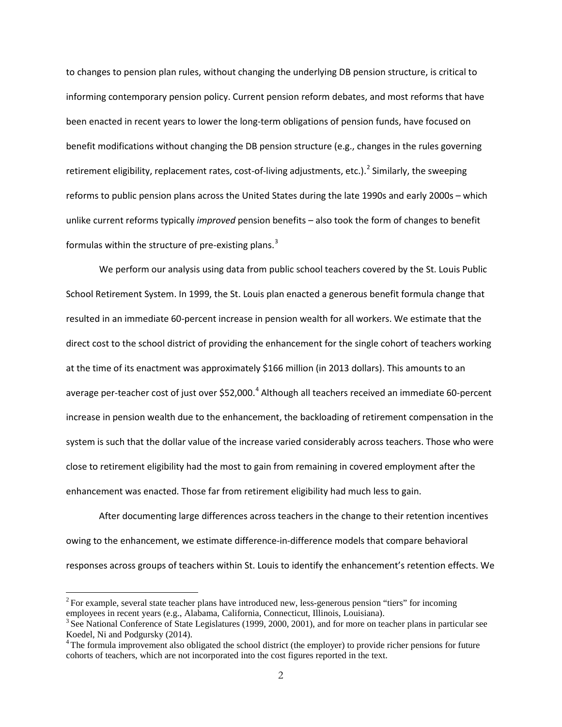to changes to pension plan rules, without changing the underlying DB pension structure, is critical to informing contemporary pension policy. Current pension reform debates, and most reforms that have been enacted in recent years to lower the long-term obligations of pension funds, have focused on benefit modifications without changing the DB pension structure (e.g., changes in the rules governing retirement eligibility, replacement rates, cost-of-living adjustments, etc.).[2] Similarly, the sweeping reforms to public pension plans across the United States during the late 1990s and early 2000s – which unlike current reforms typically *improved* pension benefits – also took the form of changes to benefit formulas within the structure of pre-existing plans.[3]

We perform our analysis using data from public school teachers covered by the St. Louis Public School Retirement System. In 1999, the St. Louis plan enacted a generous benefit formula change that resulted in an immediate 60-percent increase in pension wealth for all workers. We estimate that the direct cost to the school district of providing the enhancement for the single cohort of teachers working at the time of its enactment was approximately $166 million (in 2013 dollars). This amounts to an average per-teacher cost of just over $52,000.[4] Although all teachers received an immediate 60-percent increase in pension wealth due to the enhancement, the backloading of retirement compensation in the system is such that the dollar value of the increase varied considerably across teachers. Those who were close to retirement eligibility had the most to gain from remaining in covered employment after the enhancement was enacted. Those far from retirement eligibility had much less to gain.

After documenting large differences across teachers in the change to their retention incentives owing to the enhancement, we estimate difference-in-difference models that compare behavioral responses across groups of teachers within St. Louis to identify the enhancement's retention effects. We

---

[2] For example, several state teacher plans have introduced new, less-generous pension "tiers" for incoming employees in recent years (e.g., Alabama, California, Connecticut, Illinois, Louisiana).

[3] See National Conference of State Legislatures (1999, 2000, 2001), and for more on teacher plans in particular see Koedel, Ni and Podgursky (2014).

[4] The formula improvement also obligated the school district (the employer) to provide richer pensions for future cohorts of teachers, which are not incorporated into the cost figures reported in the text.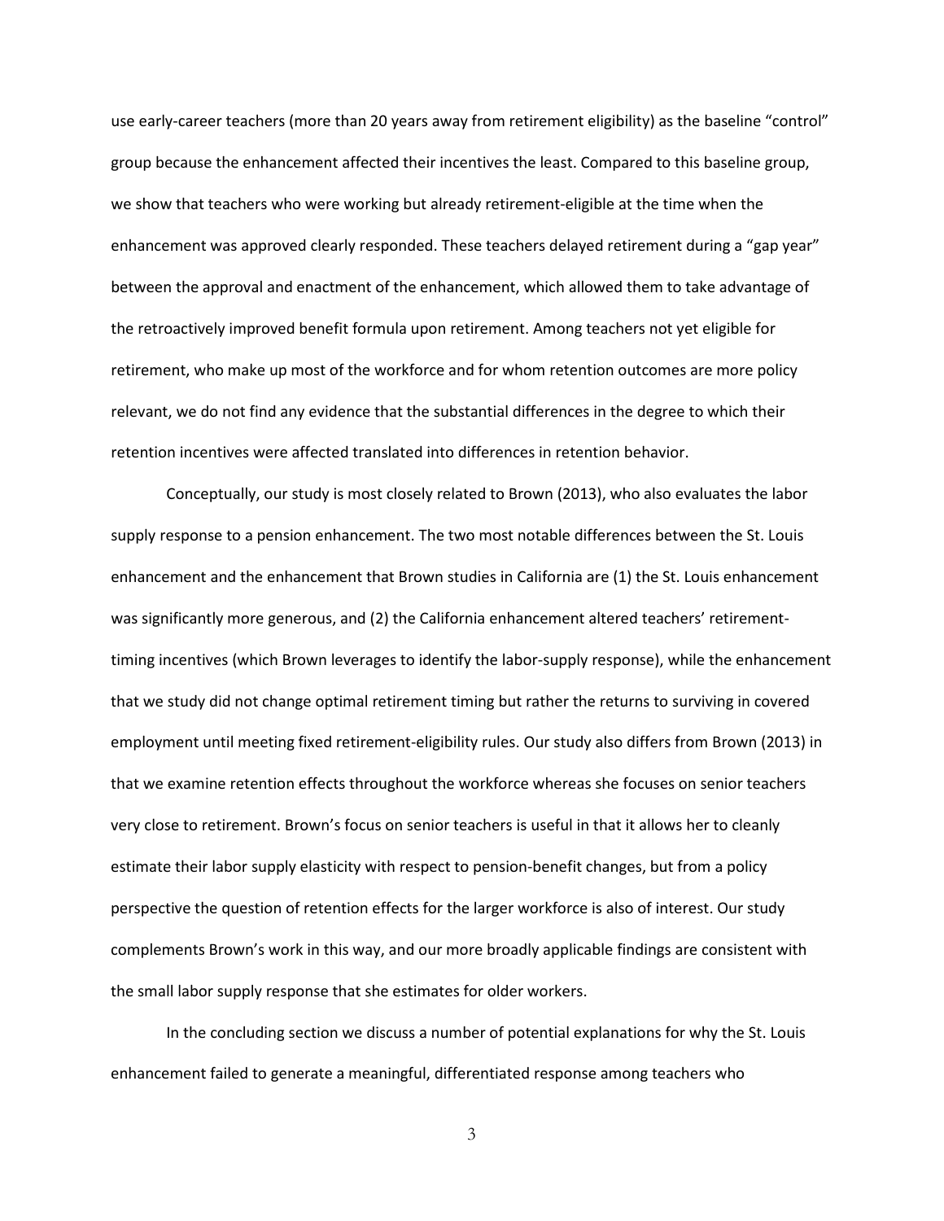use early-career teachers (more than 20 years away from retirement eligibility) as the baseline "control" group because the enhancement affected their incentives the least. Compared to this baseline group, we show that teachers who were working but already retirement-eligible at the time when the enhancement was approved clearly responded. These teachers delayed retirement during a "gap year" between the approval and enactment of the enhancement, which allowed them to take advantage of the retroactively improved benefit formula upon retirement. Among teachers not yet eligible for retirement, who make up most of the workforce and for whom retention outcomes are more policy relevant, we do not find any evidence that the substantial differences in the degree to which their retention incentives were affected translated into differences in retention behavior.

Conceptually, our study is most closely related to Brown (2013), who also evaluates the labor supply response to a pension enhancement. The two most notable differences between the St. Louis enhancement and the enhancement that Brown studies in California are (1) the St. Louis enhancement was significantly more generous, and (2) the California enhancement altered teachers' retirement-timing incentives (which Brown leverages to identify the labor-supply response), while the enhancement that we study did not change optimal retirement timing but rather the returns to surviving in covered employment until meeting fixed retirement-eligibility rules. Our study also differs from Brown (2013) in that we examine retention effects throughout the workforce whereas she focuses on senior teachers very close to retirement. Brown's focus on senior teachers is useful in that it allows her to cleanly estimate their labor supply elasticity with respect to pension-benefit changes, but from a policy perspective the question of retention effects for the larger workforce is also of interest. Our study complements Brown's work in this way, and our more broadly applicable findings are consistent with the small labor supply response that she estimates for older workers.

In the concluding section we discuss a number of potential explanations for why the St. Louis enhancement failed to generate a meaningful, differentiated response among teachers who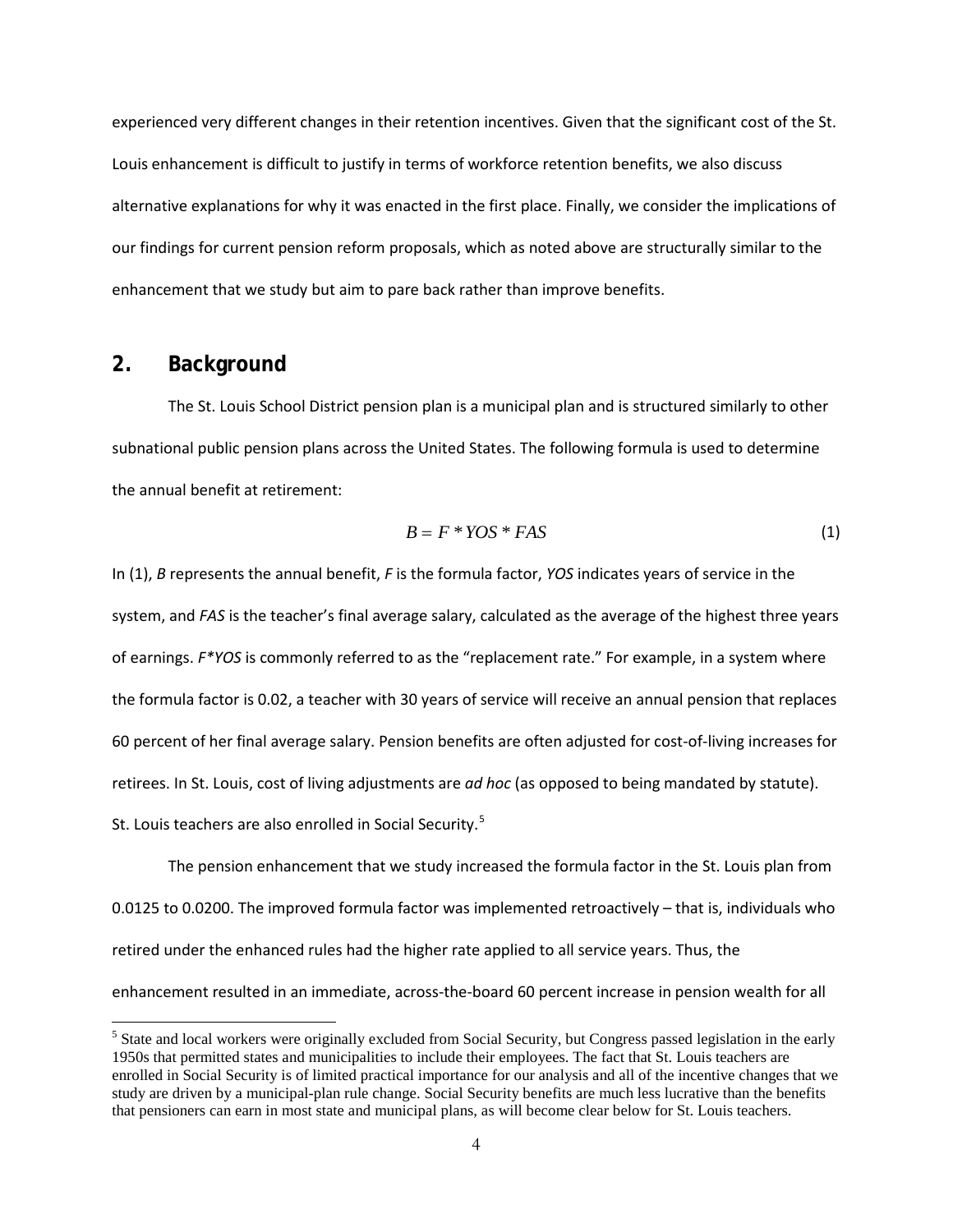experienced very different changes in their retention incentives. Given that the significant cost of the St. Louis enhancement is difficult to justify in terms of workforce retention benefits, we also discuss alternative explanations for why it was enacted in the first place. Finally, we consider the implications of our findings for current pension reform proposals, which as noted above are structurally similar to the enhancement that we study but aim to pare back rather than improve benefits.

## 2. Background

The St. Louis School District pension plan is a municipal plan and is structured similarly to other subnational public pension plans across the United States. The following formula is used to determine the annual benefit at retirement:

$$B = F * YOS * FAS \tag{1}$$

In (1), $B$ represents the annual benefit, $F$ is the formula factor, $YOS$ indicates years of service in the system, and $FAS$ is the teacher's final average salary, calculated as the average of the highest three years of earnings. $F*YOS$ is commonly referred to as the "replacement rate." For example, in a system where the formula factor is 0.02, a teacher with 30 years of service will receive an annual pension that replaces 60 percent of her final average salary. Pension benefits are often adjusted for cost-of-living increases for retirees. In St. Louis, cost of living adjustments are *ad hoc* (as opposed to being mandated by statute). St. Louis teachers are also enrolled in Social Security.[5]

The pension enhancement that we study increased the formula factor in the St. Louis plan from 0.0125 to 0.0200. The improved formula factor was implemented retroactively – that is, individuals who retired under the enhanced rules had the higher rate applied to all service years. Thus, the enhancement resulted in an immediate, across-the-board 60 percent increase in pension wealth for all

[5] State and local workers were originally excluded from Social Security, but Congress passed legislation in the early 1950s that permitted states and municipalities to include their employees. The fact that St. Louis teachers are enrolled in Social Security is of limited practical importance for our analysis and all of the incentive changes that we study are driven by a municipal-plan rule change. Social Security benefits are much less lucrative than the benefits that pensioners can earn in most state and municipal plans, as will become clear below for St. Louis teachers.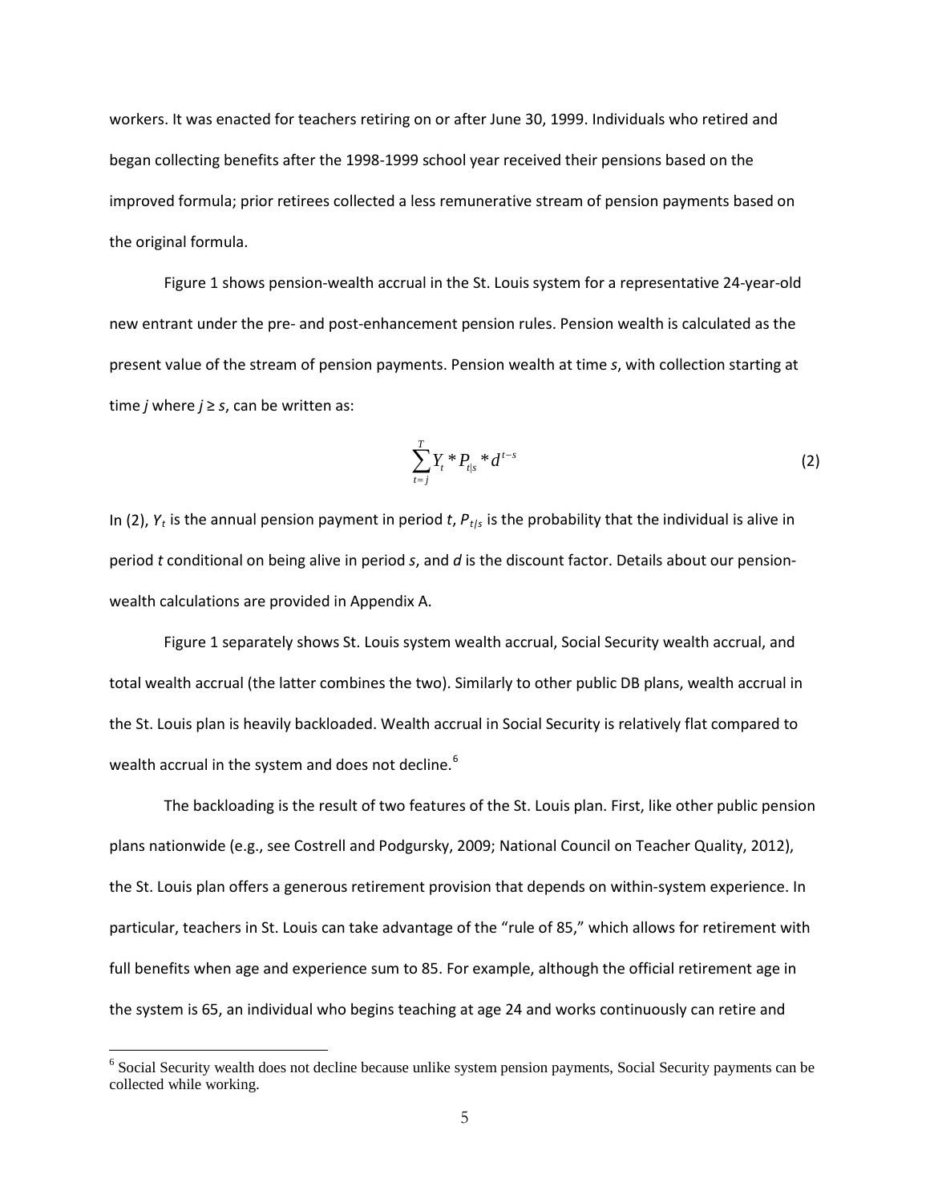workers. It was enacted for teachers retiring on or after June 30, 1999. Individuals who retired and began collecting benefits after the 1998-1999 school year received their pensions based on the improved formula; prior retirees collected a less remunerative stream of pension payments based on the original formula.

Figure 1 shows pension-wealth accrual in the St. Louis system for a representative 24-year-old new entrant under the pre- and post-enhancement pension rules. Pension wealth is calculated as the present value of the stream of pension payments. Pension wealth at time *s*, with collection starting at time *j* where $j \geq s$, can be written as:

$$\sum_{t=j}^{T} Y_t * P_{t|s} * d^{t-s} \tag{2}$$

In (2), $Y_t$ is the annual pension payment in period *t*, $P_{t|s}$ is the probability that the individual is alive in period *t* conditional on being alive in period *s*, and *d* is the discount factor. Details about our pension-wealth calculations are provided in Appendix A.

Figure 1 separately shows St. Louis system wealth accrual, Social Security wealth accrual, and total wealth accrual (the latter combines the two). Similarly to other public DB plans, wealth accrual in the St. Louis plan is heavily backloaded. Wealth accrual in Social Security is relatively flat compared to wealth accrual in the system and does not decline.[6]

The backloading is the result of two features of the St. Louis plan. First, like other public pension plans nationwide (e.g., see Costrell and Podgursky, 2009; National Council on Teacher Quality, 2012), the St. Louis plan offers a generous retirement provision that depends on within-system experience. In particular, teachers in St. Louis can take advantage of the "rule of 85," which allows for retirement with full benefits when age and experience sum to 85. For example, although the official retirement age in the system is 65, an individual who begins teaching at age 24 and works continuously can retire and

[6] Social Security wealth does not decline because unlike system pension payments, Social Security payments can be collected while working.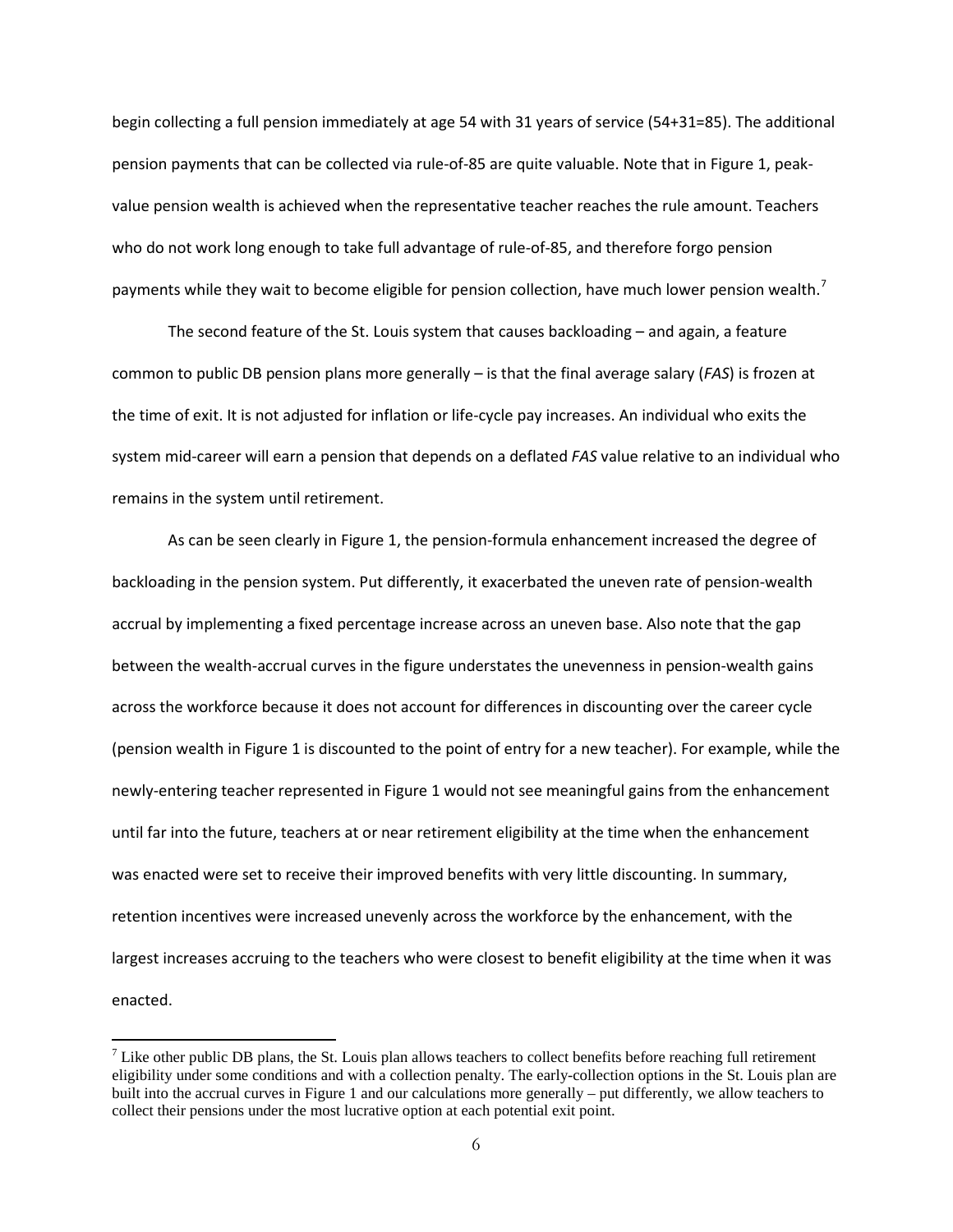begin collecting a full pension immediately at age 54 with 31 years of service (54+31=85). The additional pension payments that can be collected via rule-of-85 are quite valuable. Note that in Figure 1, peak-value pension wealth is achieved when the representative teacher reaches the rule amount. Teachers who do not work long enough to take full advantage of rule-of-85, and therefore forgo pension payments while they wait to become eligible for pension collection, have much lower pension wealth.[7]

The second feature of the St. Louis system that causes backloading – and again, a feature common to public DB pension plans more generally – is that the final average salary (*FAS*) is frozen at the time of exit. It is not adjusted for inflation or life-cycle pay increases. An individual who exits the system mid-career will earn a pension that depends on a deflated *FAS* value relative to an individual who remains in the system until retirement.

As can be seen clearly in Figure 1, the pension-formula enhancement increased the degree of backloading in the pension system. Put differently, it exacerbated the uneven rate of pension-wealth accrual by implementing a fixed percentage increase across an uneven base. Also note that the gap between the wealth-accrual curves in the figure understates the unevenness in pension-wealth gains across the workforce because it does not account for differences in discounting over the career cycle (pension wealth in Figure 1 is discounted to the point of entry for a new teacher). For example, while the newly-entering teacher represented in Figure 1 would not see meaningful gains from the enhancement until far into the future, teachers at or near retirement eligibility at the time when the enhancement was enacted were set to receive their improved benefits with very little discounting. In summary, retention incentives were increased unevenly across the workforce by the enhancement, with the largest increases accruing to the teachers who were closest to benefit eligibility at the time when it was enacted.

[7] Like other public DB plans, the St. Louis plan allows teachers to collect benefits before reaching full retirement eligibility under some conditions and with a collection penalty. The early-collection options in the St. Louis plan are built into the accrual curves in Figure 1 and our calculations more generally – put differently, we allow teachers to collect their pensions under the most lucrative option at each potential exit point.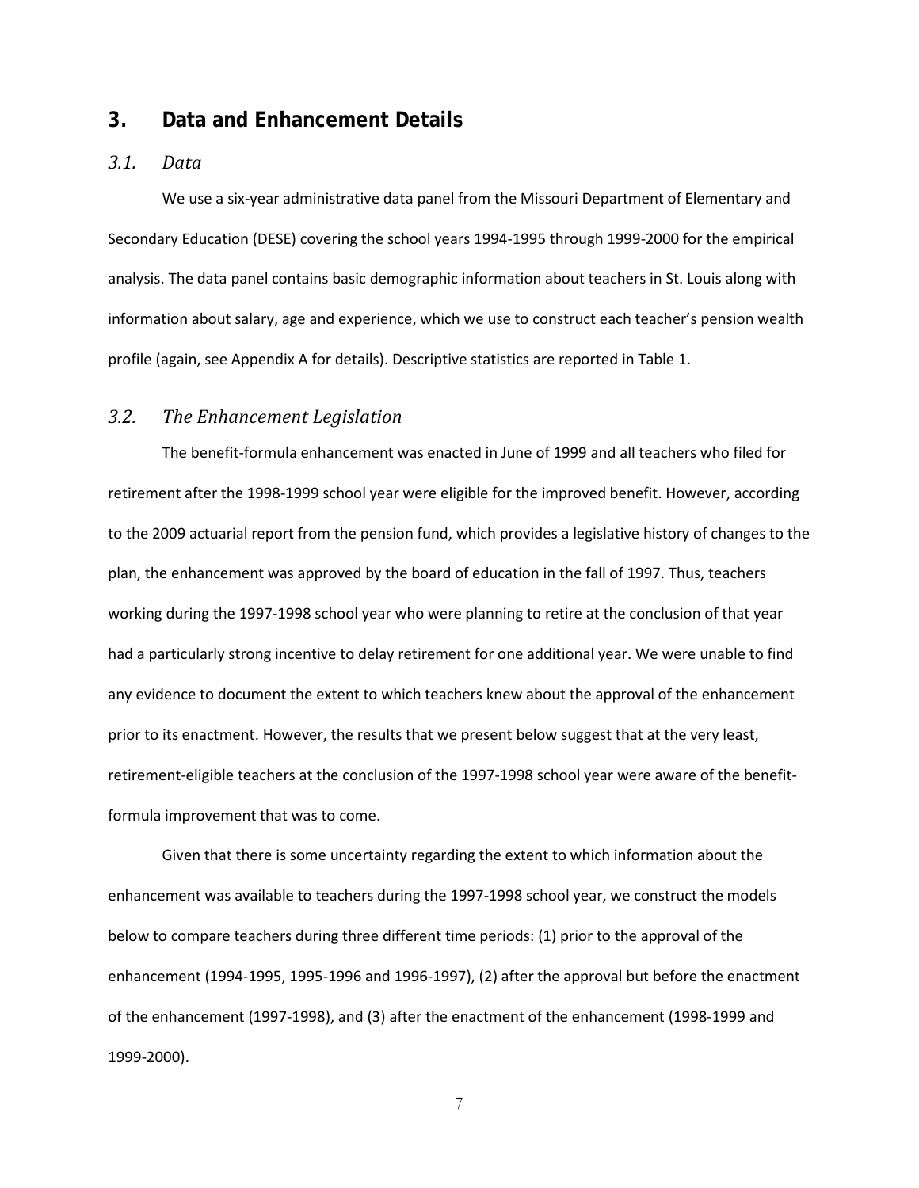## 3. Data and Enhancement Details

### *3.1. Data*

We use a six-year administrative data panel from the Missouri Department of Elementary and Secondary Education (DESE) covering the school years 1994-1995 through 1999-2000 for the empirical analysis. The data panel contains basic demographic information about teachers in St. Louis along with information about salary, age and experience, which we use to construct each teacher's pension wealth profile (again, see Appendix A for details). Descriptive statistics are reported in Table 1.

### *3.2. The Enhancement Legislation*

The benefit-formula enhancement was enacted in June of 1999 and all teachers who filed for retirement after the 1998-1999 school year were eligible for the improved benefit. However, according to the 2009 actuarial report from the pension fund, which provides a legislative history of changes to the plan, the enhancement was approved by the board of education in the fall of 1997. Thus, teachers working during the 1997-1998 school year who were planning to retire at the conclusion of that year had a particularly strong incentive to delay retirement for one additional year. We were unable to find any evidence to document the extent to which teachers knew about the approval of the enhancement prior to its enactment. However, the results that we present below suggest that at the very least, retirement-eligible teachers at the conclusion of the 1997-1998 school year were aware of the benefit-formula improvement that was to come.

Given that there is some uncertainty regarding the extent to which information about the enhancement was available to teachers during the 1997-1998 school year, we construct the models below to compare teachers during three different time periods: (1) prior to the approval of the enhancement (1994-1995, 1995-1996 and 1996-1997), (2) after the approval but before the enactment of the enhancement (1997-1998), and (3) after the enactment of the enhancement (1998-1999 and 1999-2000).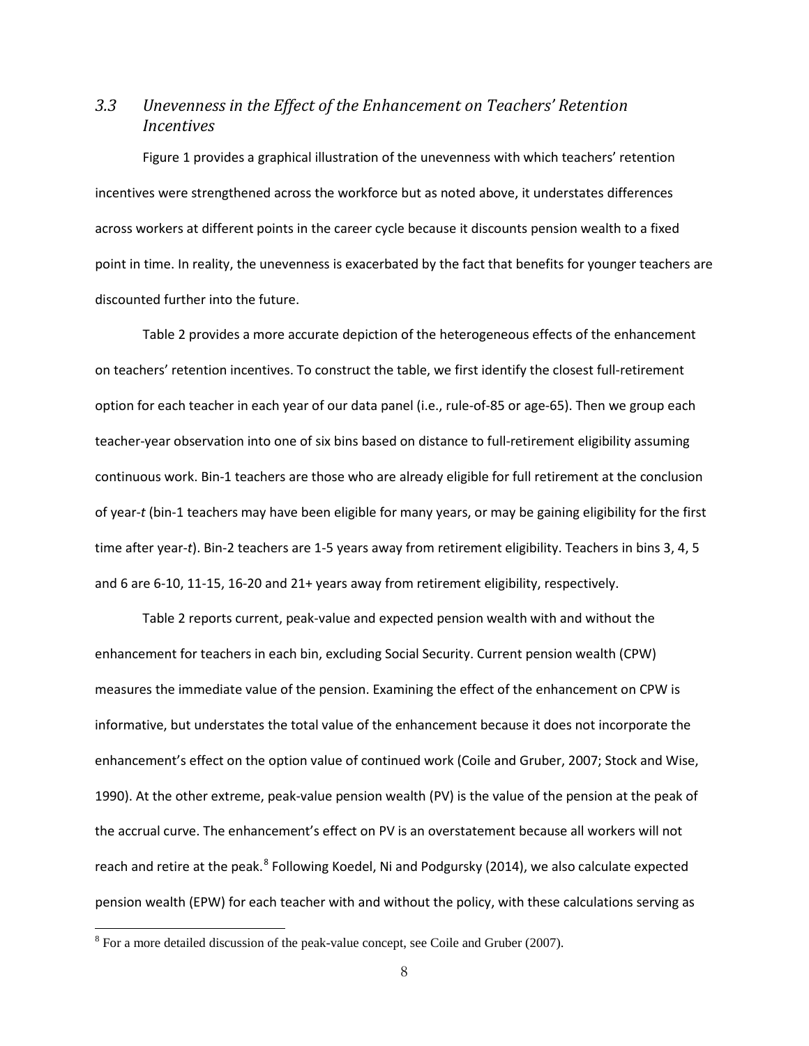### 3.3 *Unevenness in the Effect of the Enhancement on Teachers' Retention Incentives*

Figure 1 provides a graphical illustration of the unevenness with which teachers' retention incentives were strengthened across the workforce but as noted above, it understates differences across workers at different points in the career cycle because it discounts pension wealth to a fixed point in time. In reality, the unevenness is exacerbated by the fact that benefits for younger teachers are discounted further into the future.

Table 2 provides a more accurate depiction of the heterogeneous effects of the enhancement on teachers' retention incentives. To construct the table, we first identify the closest full-retirement option for each teacher in each year of our data panel (i.e., rule-of-85 or age-65). Then we group each teacher-year observation into one of six bins based on distance to full-retirement eligibility assuming continuous work. Bin-1 teachers are those who are already eligible for full retirement at the conclusion of year-*t* (bin-1 teachers may have been eligible for many years, or may be gaining eligibility for the first time after year-*t*). Bin-2 teachers are 1-5 years away from retirement eligibility. Teachers in bins 3, 4, 5 and 6 are 6-10, 11-15, 16-20 and 21+ years away from retirement eligibility, respectively.

Table 2 reports current, peak-value and expected pension wealth with and without the enhancement for teachers in each bin, excluding Social Security. Current pension wealth (CPW) measures the immediate value of the pension. Examining the effect of the enhancement on CPW is informative, but understates the total value of the enhancement because it does not incorporate the enhancement's effect on the option value of continued work (Coile and Gruber, 2007; Stock and Wise, 1990). At the other extreme, peak-value pension wealth (PV) is the value of the pension at the peak of the accrual curve. The enhancement's effect on PV is an overstatement because all workers will not reach and retire at the peak.[8] Following Koedel, Ni and Podgursky (2014), we also calculate expected pension wealth (EPW) for each teacher with and without the policy, with these calculations serving as

[8] For a more detailed discussion of the peak-value concept, see Coile and Gruber (2007).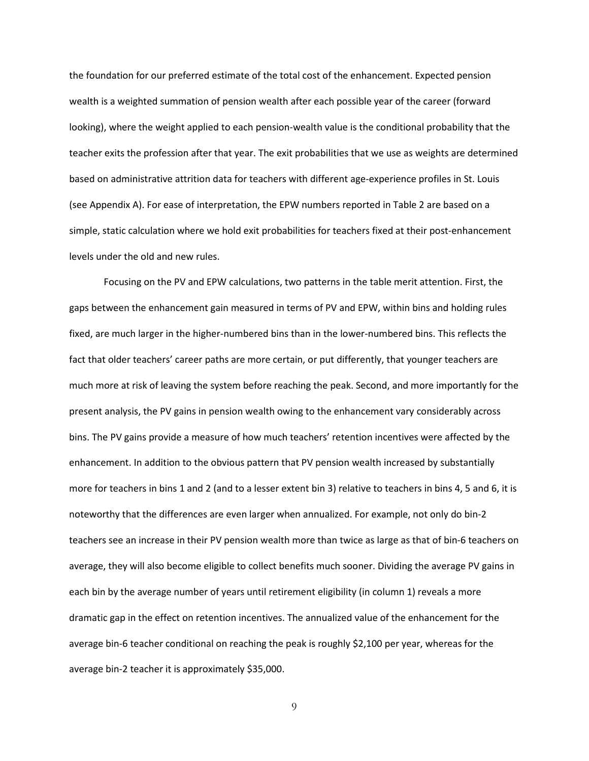the foundation for our preferred estimate of the total cost of the enhancement. Expected pension wealth is a weighted summation of pension wealth after each possible year of the career (forward looking), where the weight applied to each pension-wealth value is the conditional probability that the teacher exits the profession after that year. The exit probabilities that we use as weights are determined based on administrative attrition data for teachers with different age-experience profiles in St. Louis (see Appendix A). For ease of interpretation, the EPW numbers reported in Table 2 are based on a simple, static calculation where we hold exit probabilities for teachers fixed at their post-enhancement levels under the old and new rules.

Focusing on the PV and EPW calculations, two patterns in the table merit attention. First, the gaps between the enhancement gain measured in terms of PV and EPW, within bins and holding rules fixed, are much larger in the higher-numbered bins than in the lower-numbered bins. This reflects the fact that older teachers' career paths are more certain, or put differently, that younger teachers are much more at risk of leaving the system before reaching the peak. Second, and more importantly for the present analysis, the PV gains in pension wealth owing to the enhancement vary considerably across bins. The PV gains provide a measure of how much teachers' retention incentives were affected by the enhancement. In addition to the obvious pattern that PV pension wealth increased by substantially more for teachers in bins 1 and 2 (and to a lesser extent bin 3) relative to teachers in bins 4, 5 and 6, it is noteworthy that the differences are even larger when annualized. For example, not only do bin-2 teachers see an increase in their PV pension wealth more than twice as large as that of bin-6 teachers on average, they will also become eligible to collect benefits much sooner. Dividing the average PV gains in each bin by the average number of years until retirement eligibility (in column 1) reveals a more dramatic gap in the effect on retention incentives. The annualized value of the enhancement for the average bin-6 teacher conditional on reaching the peak is roughly $2,100 per year, whereas for the average bin-2 teacher it is approximately $35,000.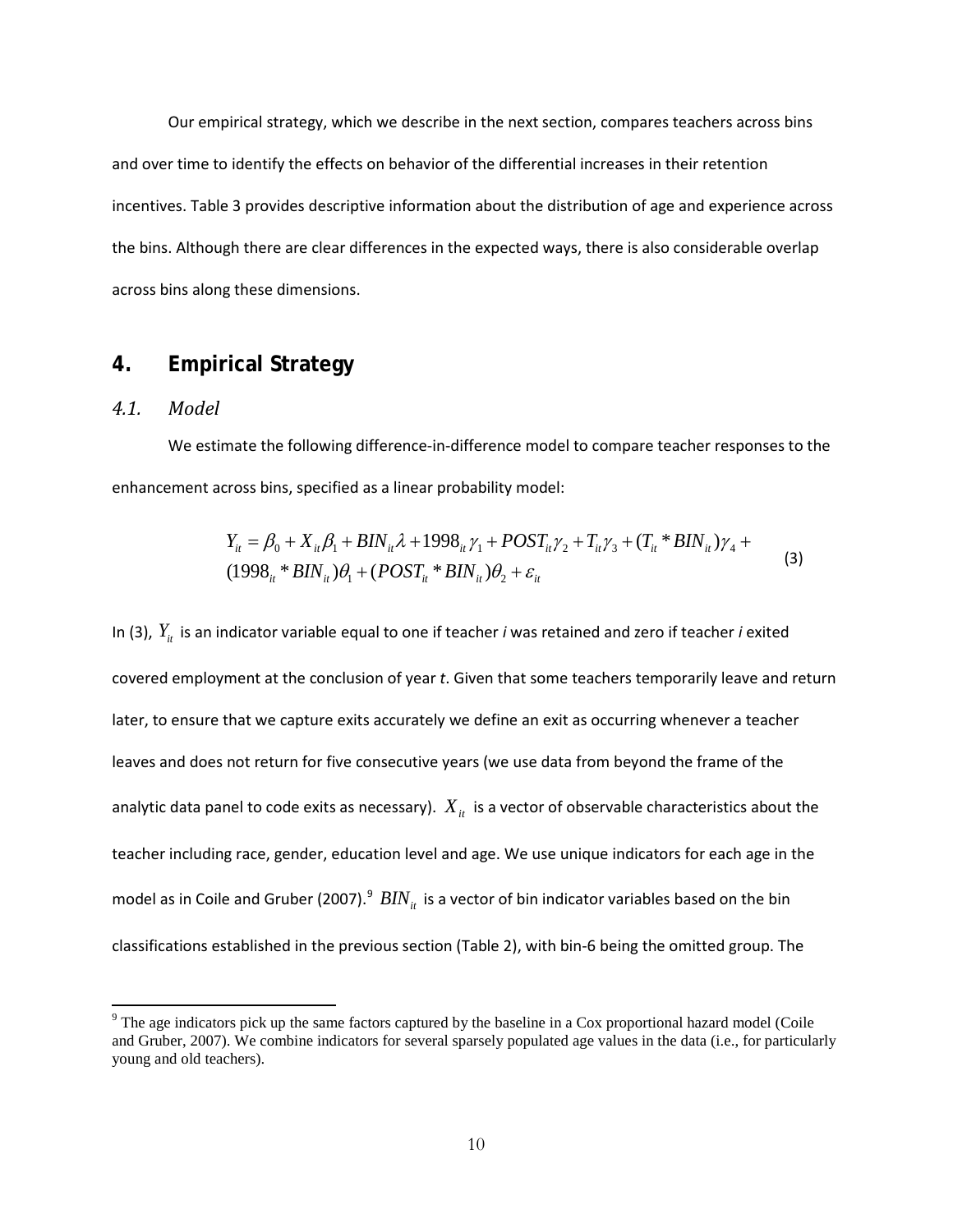Our empirical strategy, which we describe in the next section, compares teachers across bins and over time to identify the effects on behavior of the differential increases in their retention incentives. Table 3 provides descriptive information about the distribution of age and experience across the bins. Although there are clear differences in the expected ways, there is also considerable overlap across bins along these dimensions.

## 4. Empirical Strategy

### *4.1. Model*

We estimate the following difference-in-difference model to compare teacher responses to the enhancement across bins, specified as a linear probability model:

$$Y_{it} = \beta_0 + X_{it}\beta_1 + BIN_{it}\lambda + 1998_{it}\gamma_1 + POST_{it}\gamma_2 + T_{it}\gamma_3 + (T_{it} * BIN_{it})\gamma_4 + (1998_{it} * BIN_{it})\theta_1 + (POST_{it} * BIN_{it})\theta_2 + \varepsilon_{it} \tag{3}$$

In (3), $Y_{it}$ is an indicator variable equal to one if teacher *i* was retained and zero if teacher *i* exited covered employment at the conclusion of year *t*. Given that some teachers temporarily leave and return later, to ensure that we capture exits accurately we define an exit as occurring whenever a teacher leaves and does not return for five consecutive years (we use data from beyond the frame of the analytic data panel to code exits as necessary). $X_{it}$ is a vector of observable characteristics about the teacher including race, gender, education level and age. We use unique indicators for each age in the model as in Coile and Gruber (2007).[9] $BIN_{it}$ is a vector of bin indicator variables based on the bin classifications established in the previous section (Table 2), with bin-6 being the omitted group. The

[9] The age indicators pick up the same factors captured by the baseline in a Cox proportional hazard model (Coile and Gruber, 2007). We combine indicators for several sparsely populated age values in the data (i.e., for particularly young and old teachers).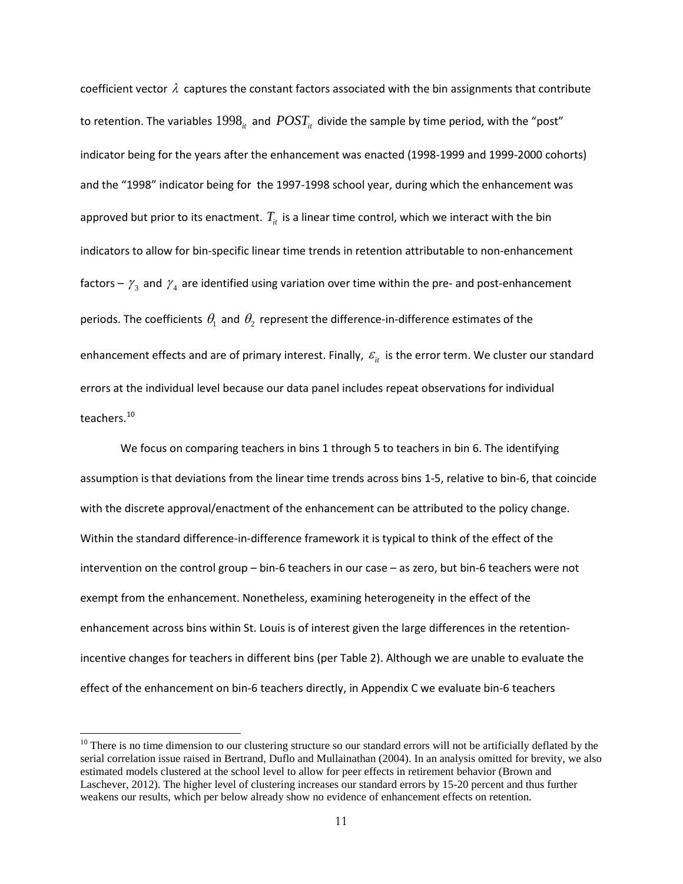coefficient vector $\lambda$ captures the constant factors associated with the bin assignments that contribute to retention. The variables $1998_{it}$ and $POST_{it}$ divide the sample by time period, with the "post" indicator being for the years after the enhancement was enacted (1998-1999 and 1999-2000 cohorts) and the "1998" indicator being for the 1997-1998 school year, during which the enhancement was approved but prior to its enactment. $T_{it}$ is a linear time control, which we interact with the bin indicators to allow for bin-specific linear time trends in retention attributable to non-enhancement factors – $\gamma_3$ and $\gamma_4$ are identified using variation over time within the pre- and post-enhancement periods. The coefficients $\theta_1$ and $\theta_2$ represent the difference-in-difference estimates of the enhancement effects and are of primary interest. Finally, $\varepsilon_{it}$ is the error term. We cluster our standard errors at the individual level because our data panel includes repeat observations for individual teachers.[10]

We focus on comparing teachers in bins 1 through 5 to teachers in bin 6. The identifying assumption is that deviations from the linear time trends across bins 1-5, relative to bin-6, that coincide with the discrete approval/enactment of the enhancement can be attributed to the policy change. Within the standard difference-in-difference framework it is typical to think of the effect of the intervention on the control group – bin-6 teachers in our case – as zero, but bin-6 teachers were not exempt from the enhancement. Nonetheless, examining heterogeneity in the effect of the enhancement across bins within St. Louis is of interest given the large differences in the retention-incentive changes for teachers in different bins (per Table 2). Although we are unable to evaluate the effect of the enhancement on bin-6 teachers directly, in Appendix C we evaluate bin-6 teachers

[10] There is no time dimension to our clustering structure so our standard errors will not be artificially deflated by the serial correlation issue raised in Bertrand, Duflo and Mullainathan (2004). In an analysis omitted for brevity, we also estimated models clustered at the school level to allow for peer effects in retirement behavior (Brown and Laschever, 2012). The higher level of clustering increases our standard errors by 15-20 percent and thus further weakens our results, which per below already show no evidence of enhancement effects on retention.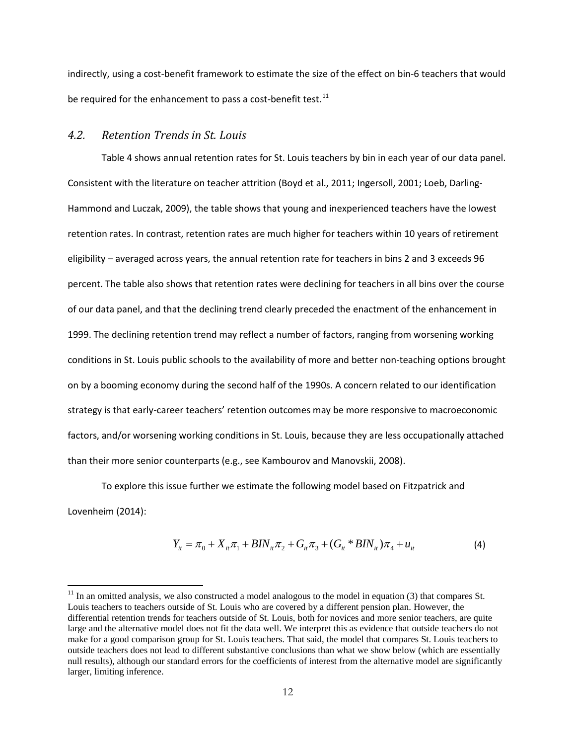indirectly, using a cost-benefit framework to estimate the size of the effect on bin-6 teachers that would be required for the enhancement to pass a cost-benefit test.[11]

### *4.2. Retention Trends in St. Louis*

Table 4 shows annual retention rates for St. Louis teachers by bin in each year of our data panel. Consistent with the literature on teacher attrition (Boyd et al., 2011; Ingersoll, 2001; Loeb, Darling-Hammond and Luczak, 2009), the table shows that young and inexperienced teachers have the lowest retention rates. In contrast, retention rates are much higher for teachers within 10 years of retirement eligibility – averaged across years, the annual retention rate for teachers in bins 2 and 3 exceeds 96 percent. The table also shows that retention rates were declining for teachers in all bins over the course of our data panel, and that the declining trend clearly preceded the enactment of the enhancement in 1999. The declining retention trend may reflect a number of factors, ranging from worsening working conditions in St. Louis public schools to the availability of more and better non-teaching options brought on by a booming economy during the second half of the 1990s. A concern related to our identification strategy is that early-career teachers' retention outcomes may be more responsive to macroeconomic factors, and/or worsening working conditions in St. Louis, because they are less occupationally attached than their more senior counterparts (e.g., see Kambourov and Manovskii, 2008).

To explore this issue further we estimate the following model based on Fitzpatrick and Lovenheim (2014):

$$Y_{it} = \pi_0 + X_{it}\pi_1 + BIN_{it}\pi_2 + G_{it}\pi_3 + (G_{it} * BIN_{it})\pi_4 + u_{it} \tag{4}$$

[11] In an omitted analysis, we also constructed a model analogous to the model in equation (3) that compares St. Louis teachers to teachers outside of St. Louis who are covered by a different pension plan. However, the differential retention trends for teachers outside of St. Louis, both for novices and more senior teachers, are quite large and the alternative model does not fit the data well. We interpret this as evidence that outside teachers do not make for a good comparison group for St. Louis teachers. That said, the model that compares St. Louis teachers to outside teachers does not lead to different substantive conclusions than what we show below (which are essentially null results), although our standard errors for the coefficients of interest from the alternative model are significantly larger, limiting inference.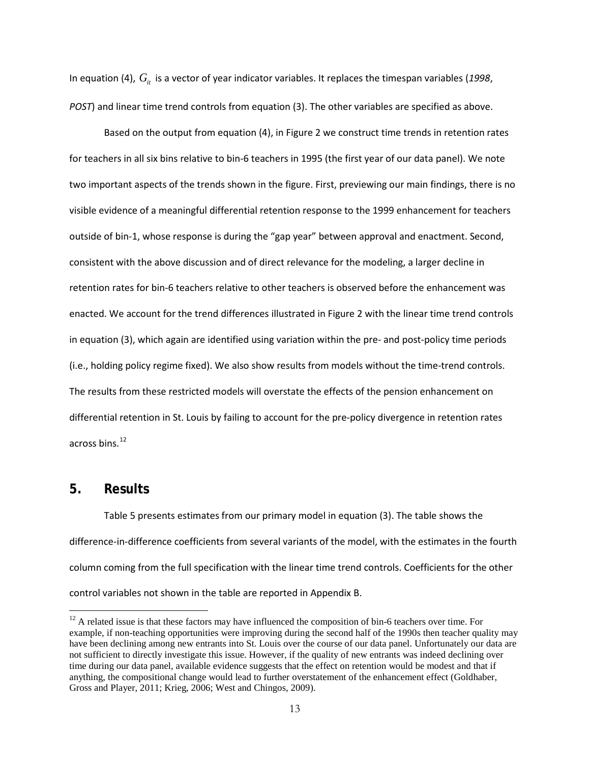In equation (4), $G_{it}$ is a vector of year indicator variables. It replaces the timespan variables (*1998*, *POST*) and linear time trend controls from equation (3). The other variables are specified as above.

Based on the output from equation (4), in Figure 2 we construct time trends in retention rates for teachers in all six bins relative to bin-6 teachers in 1995 (the first year of our data panel). We note two important aspects of the trends shown in the figure. First, previewing our main findings, there is no visible evidence of a meaningful differential retention response to the 1999 enhancement for teachers outside of bin-1, whose response is during the "gap year" between approval and enactment. Second, consistent with the above discussion and of direct relevance for the modeling, a larger decline in retention rates for bin-6 teachers relative to other teachers is observed before the enhancement was enacted. We account for the trend differences illustrated in Figure 2 with the linear time trend controls in equation (3), which again are identified using variation within the pre- and post-policy time periods (i.e., holding policy regime fixed). We also show results from models without the time-trend controls. The results from these restricted models will overstate the effects of the pension enhancement on differential retention in St. Louis by failing to account for the pre-policy divergence in retention rates across bins.[12]

## 5. Results

Table 5 presents estimates from our primary model in equation (3). The table shows the difference-in-difference coefficients from several variants of the model, with the estimates in the fourth column coming from the full specification with the linear time trend controls. Coefficients for the other control variables not shown in the table are reported in Appendix B.

[12] A related issue is that these factors may have influenced the composition of bin-6 teachers over time. For example, if non-teaching opportunities were improving during the second half of the 1990s then teacher quality may have been declining among new entrants into St. Louis over the course of our data panel. Unfortunately our data are not sufficient to directly investigate this issue. However, if the quality of new entrants was indeed declining over time during our data panel, available evidence suggests that the effect on retention would be modest and that if anything, the compositional change would lead to further overstatement of the enhancement effect (Goldhaber, Gross and Player, 2011; Krieg, 2006; West and Chingos, 2009).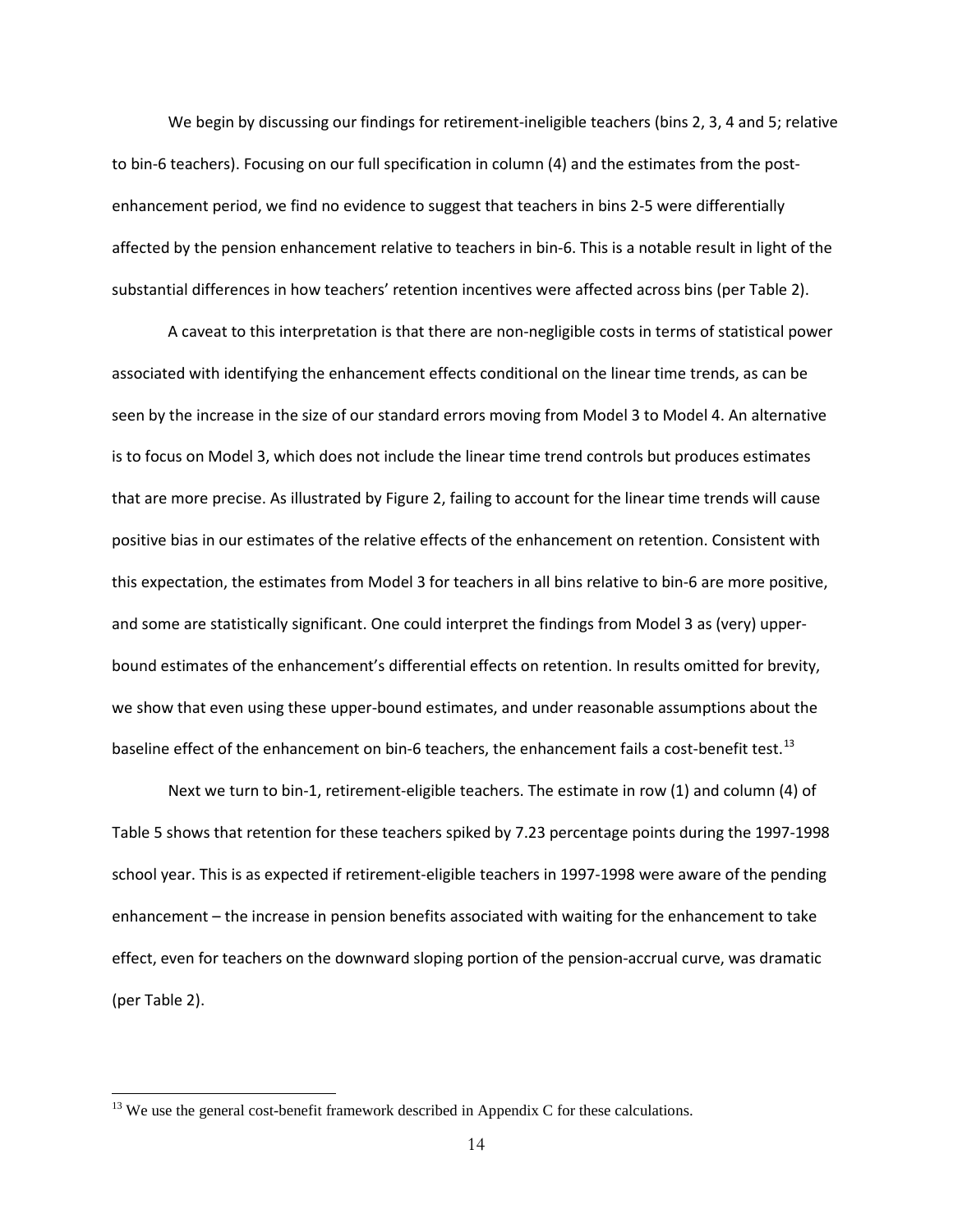We begin by discussing our findings for retirement-ineligible teachers (bins 2, 3, 4 and 5; relative to bin-6 teachers). Focusing on our full specification in column (4) and the estimates from the post-enhancement period, we find no evidence to suggest that teachers in bins 2-5 were differentially affected by the pension enhancement relative to teachers in bin-6. This is a notable result in light of the substantial differences in how teachers' retention incentives were affected across bins (per Table 2).

A caveat to this interpretation is that there are non-negligible costs in terms of statistical power associated with identifying the enhancement effects conditional on the linear time trends, as can be seen by the increase in the size of our standard errors moving from Model 3 to Model 4. An alternative is to focus on Model 3, which does not include the linear time trend controls but produces estimates that are more precise. As illustrated by Figure 2, failing to account for the linear time trends will cause positive bias in our estimates of the relative effects of the enhancement on retention. Consistent with this expectation, the estimates from Model 3 for teachers in all bins relative to bin-6 are more positive, and some are statistically significant. One could interpret the findings from Model 3 as (very) upper-bound estimates of the enhancement's differential effects on retention. In results omitted for brevity, we show that even using these upper-bound estimates, and under reasonable assumptions about the baseline effect of the enhancement on bin-6 teachers, the enhancement fails a cost-benefit test.[13]

Next we turn to bin-1, retirement-eligible teachers. The estimate in row (1) and column (4) of Table 5 shows that retention for these teachers spiked by 7.23 percentage points during the 1997-1998 school year. This is as expected if retirement-eligible teachers in 1997-1998 were aware of the pending enhancement – the increase in pension benefits associated with waiting for the enhancement to take effect, even for teachers on the downward sloping portion of the pension-accrual curve, was dramatic (per Table 2).

[13] We use the general cost-benefit framework described in Appendix C for these calculations.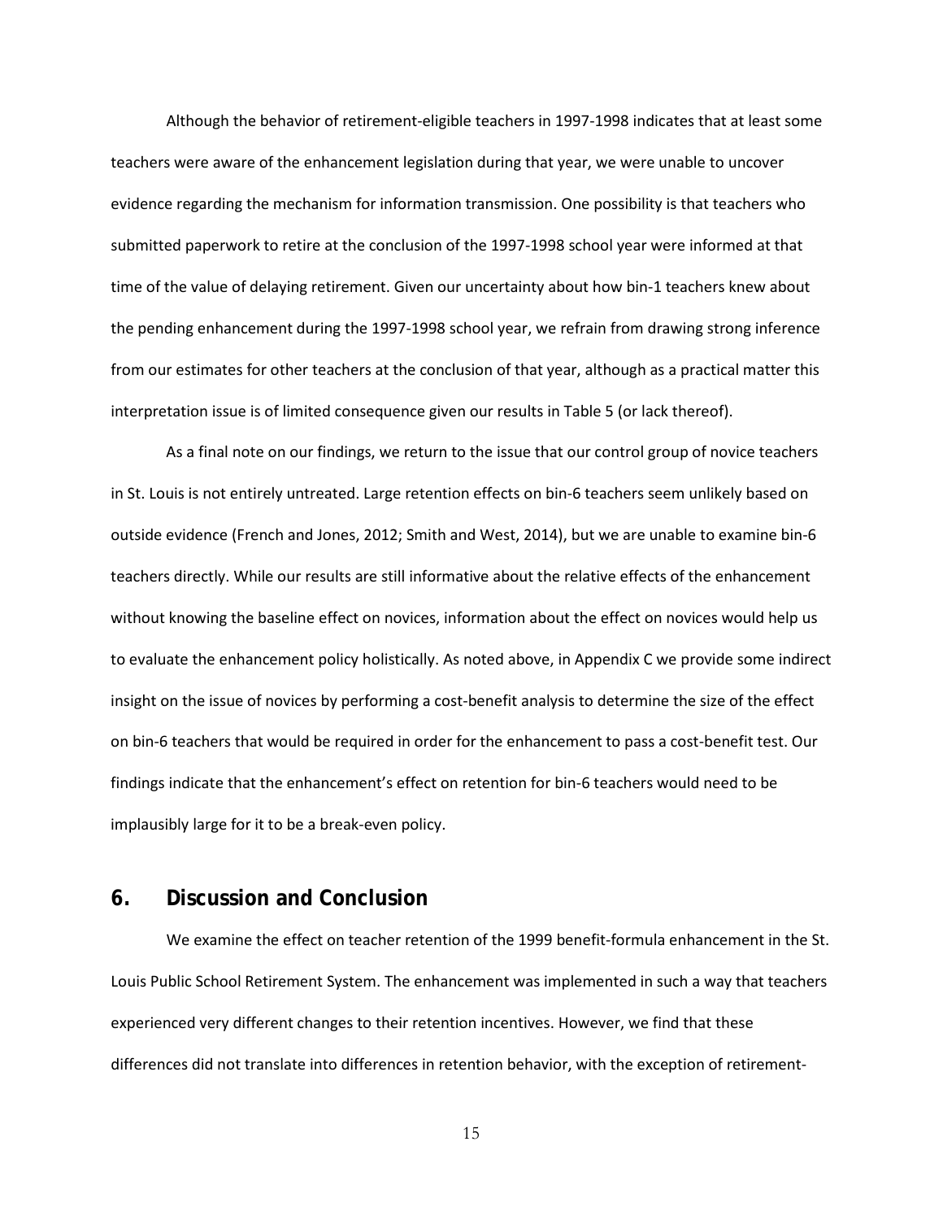Although the behavior of retirement-eligible teachers in 1997-1998 indicates that at least some teachers were aware of the enhancement legislation during that year, we were unable to uncover evidence regarding the mechanism for information transmission. One possibility is that teachers who submitted paperwork to retire at the conclusion of the 1997-1998 school year were informed at that time of the value of delaying retirement. Given our uncertainty about how bin-1 teachers knew about the pending enhancement during the 1997-1998 school year, we refrain from drawing strong inference from our estimates for other teachers at the conclusion of that year, although as a practical matter this interpretation issue is of limited consequence given our results in Table 5 (or lack thereof).

As a final note on our findings, we return to the issue that our control group of novice teachers in St. Louis is not entirely untreated. Large retention effects on bin-6 teachers seem unlikely based on outside evidence (French and Jones, 2012; Smith and West, 2014), but we are unable to examine bin-6 teachers directly. While our results are still informative about the relative effects of the enhancement without knowing the baseline effect on novices, information about the effect on novices would help us to evaluate the enhancement policy holistically. As noted above, in Appendix C we provide some indirect insight on the issue of novices by performing a cost-benefit analysis to determine the size of the effect on bin-6 teachers that would be required in order for the enhancement to pass a cost-benefit test. Our findings indicate that the enhancement's effect on retention for bin-6 teachers would need to be implausibly large for it to be a break-even policy.

## 6. Discussion and Conclusion

We examine the effect on teacher retention of the 1999 benefit-formula enhancement in the St. Louis Public School Retirement System. The enhancement was implemented in such a way that teachers experienced very different changes to their retention incentives. However, we find that these differences did not translate into differences in retention behavior, with the exception of retirement-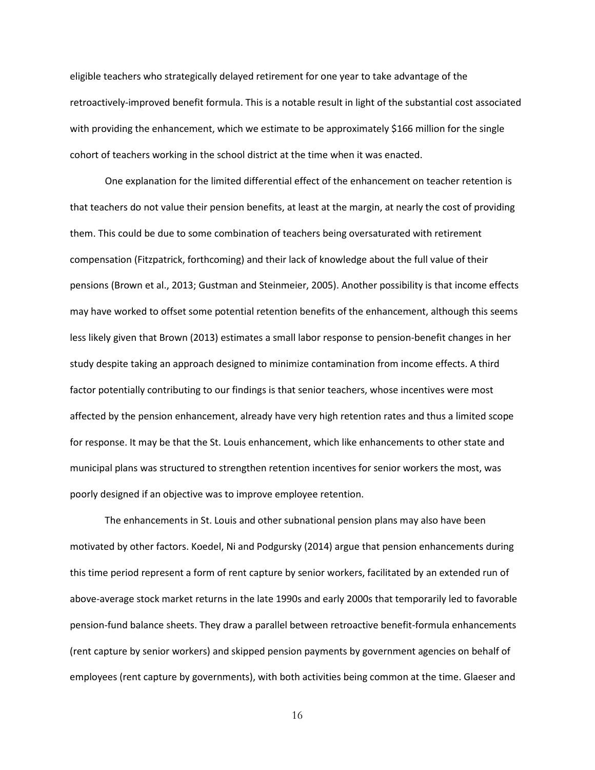eligible teachers who strategically delayed retirement for one year to take advantage of the retroactively-improved benefit formula. This is a notable result in light of the substantial cost associated with providing the enhancement, which we estimate to be approximately $166 million for the single cohort of teachers working in the school district at the time when it was enacted.

One explanation for the limited differential effect of the enhancement on teacher retention is that teachers do not value their pension benefits, at least at the margin, at nearly the cost of providing them. This could be due to some combination of teachers being oversaturated with retirement compensation (Fitzpatrick, forthcoming) and their lack of knowledge about the full value of their pensions (Brown et al., 2013; Gustman and Steinmeier, 2005). Another possibility is that income effects may have worked to offset some potential retention benefits of the enhancement, although this seems less likely given that Brown (2013) estimates a small labor response to pension-benefit changes in her study despite taking an approach designed to minimize contamination from income effects. A third factor potentially contributing to our findings is that senior teachers, whose incentives were most affected by the pension enhancement, already have very high retention rates and thus a limited scope for response. It may be that the St. Louis enhancement, which like enhancements to other state and municipal plans was structured to strengthen retention incentives for senior workers the most, was poorly designed if an objective was to improve employee retention.

The enhancements in St. Louis and other subnational pension plans may also have been motivated by other factors. Koedel, Ni and Podgursky (2014) argue that pension enhancements during this time period represent a form of rent capture by senior workers, facilitated by an extended run of above-average stock market returns in the late 1990s and early 2000s that temporarily led to favorable pension-fund balance sheets. They draw a parallel between retroactive benefit-formula enhancements (rent capture by senior workers) and skipped pension payments by government agencies on behalf of employees (rent capture by governments), with both activities being common at the time. Glaeser and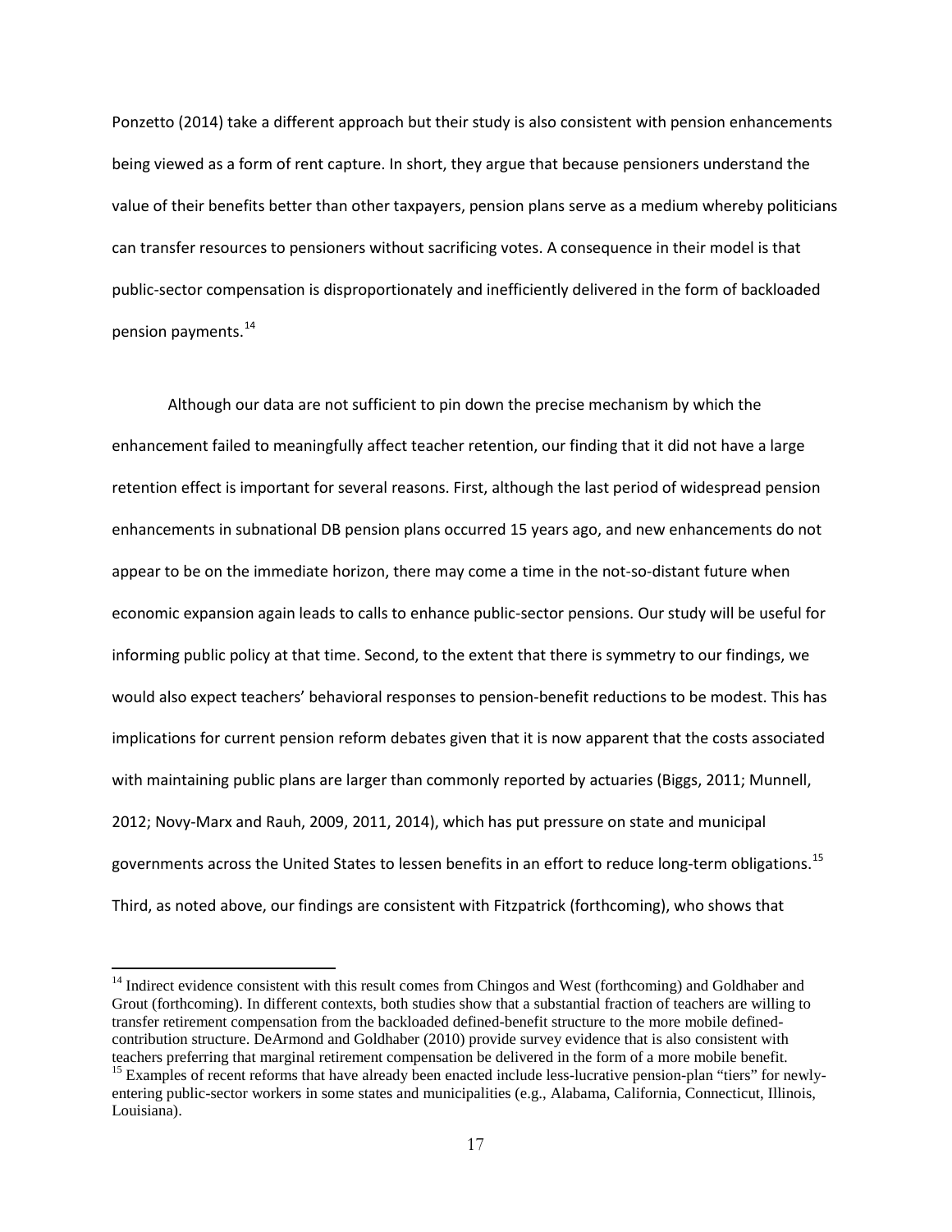Ponzetto (2014) take a different approach but their study is also consistent with pension enhancements being viewed as a form of rent capture. In short, they argue that because pensioners understand the value of their benefits better than other taxpayers, pension plans serve as a medium whereby politicians can transfer resources to pensioners without sacrificing votes. A consequence in their model is that public-sector compensation is disproportionately and inefficiently delivered in the form of backloaded pension payments.[14]

Although our data are not sufficient to pin down the precise mechanism by which the enhancement failed to meaningfully affect teacher retention, our finding that it did not have a large retention effect is important for several reasons. First, although the last period of widespread pension enhancements in subnational DB pension plans occurred 15 years ago, and new enhancements do not appear to be on the immediate horizon, there may come a time in the not-so-distant future when economic expansion again leads to calls to enhance public-sector pensions. Our study will be useful for informing public policy at that time. Second, to the extent that there is symmetry to our findings, we would also expect teachers' behavioral responses to pension-benefit reductions to be modest. This has implications for current pension reform debates given that it is now apparent that the costs associated with maintaining public plans are larger than commonly reported by actuaries (Biggs, 2011; Munnell, 2012; Novy-Marx and Rauh, 2009, 2011, 2014), which has put pressure on state and municipal governments across the United States to lessen benefits in an effort to reduce long-term obligations.[15] Third, as noted above, our findings are consistent with Fitzpatrick (forthcoming), who shows that

[14] Indirect evidence consistent with this result comes from Chingos and West (forthcoming) and Goldhaber and Grout (forthcoming). In different contexts, both studies show that a substantial fraction of teachers are willing to transfer retirement compensation from the backloaded defined-benefit structure to the more mobile defined-contribution structure. DeArmond and Goldhaber (2010) provide survey evidence that is also consistent with teachers preferring that marginal retirement compensation be delivered in the form of a more mobile benefit.

[15] Examples of recent reforms that have already been enacted include less-lucrative pension-plan "tiers" for newly-entering public-sector workers in some states and municipalities (e.g., Alabama, California, Connecticut, Illinois, Louisiana).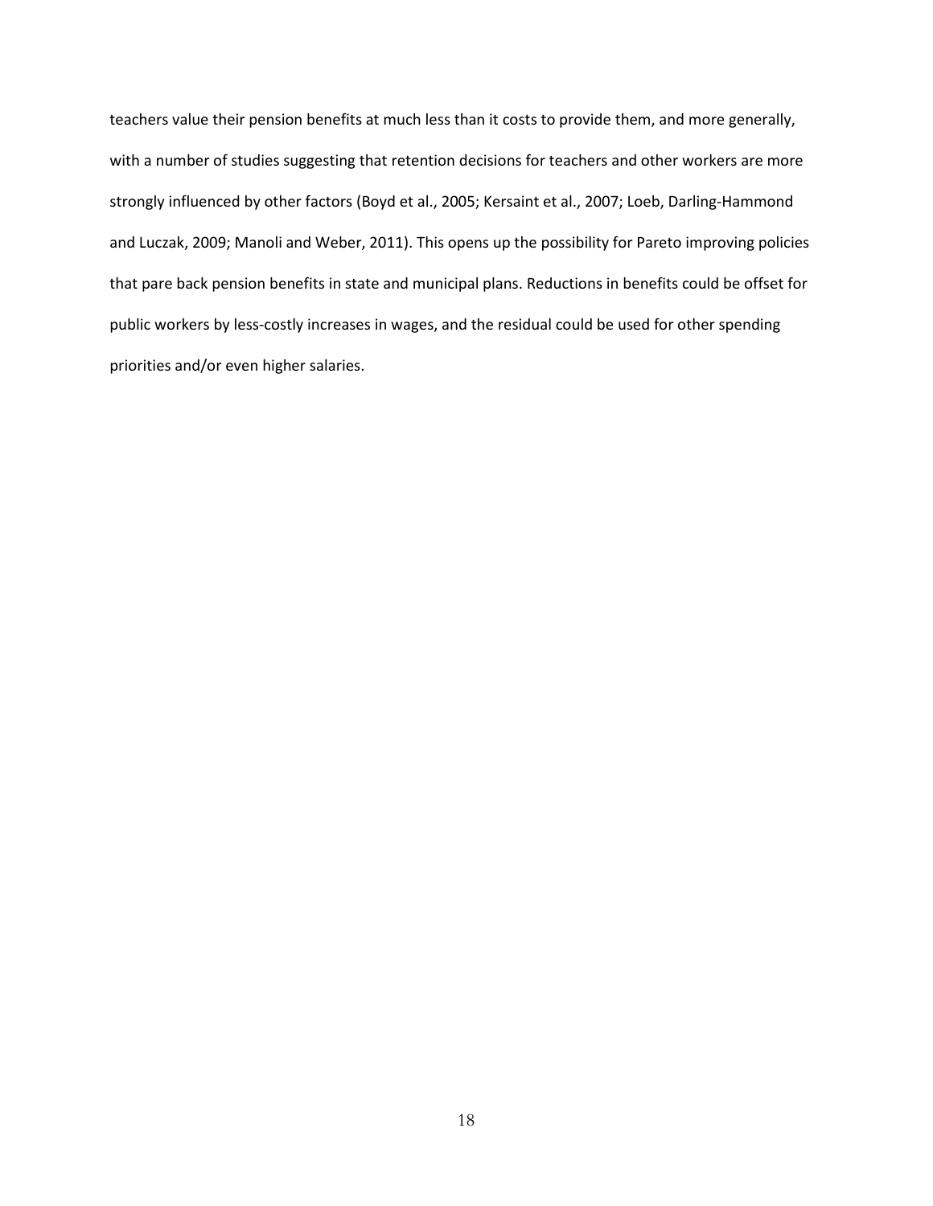teachers value their pension benefits at much less than it costs to provide them, and more generally, with a number of studies suggesting that retention decisions for teachers and other workers are more strongly influenced by other factors (Boyd et al., 2005; Kersaint et al., 2007; Loeb, Darling-Hammond and Luczak, 2009; Manoli and Weber, 2011). This opens up the possibility for Pareto improving policies that pare back pension benefits in state and municipal plans. Reductions in benefits could be offset for public workers by less-costly increases in wages, and the residual could be used for other spending priorities and/or even higher salaries.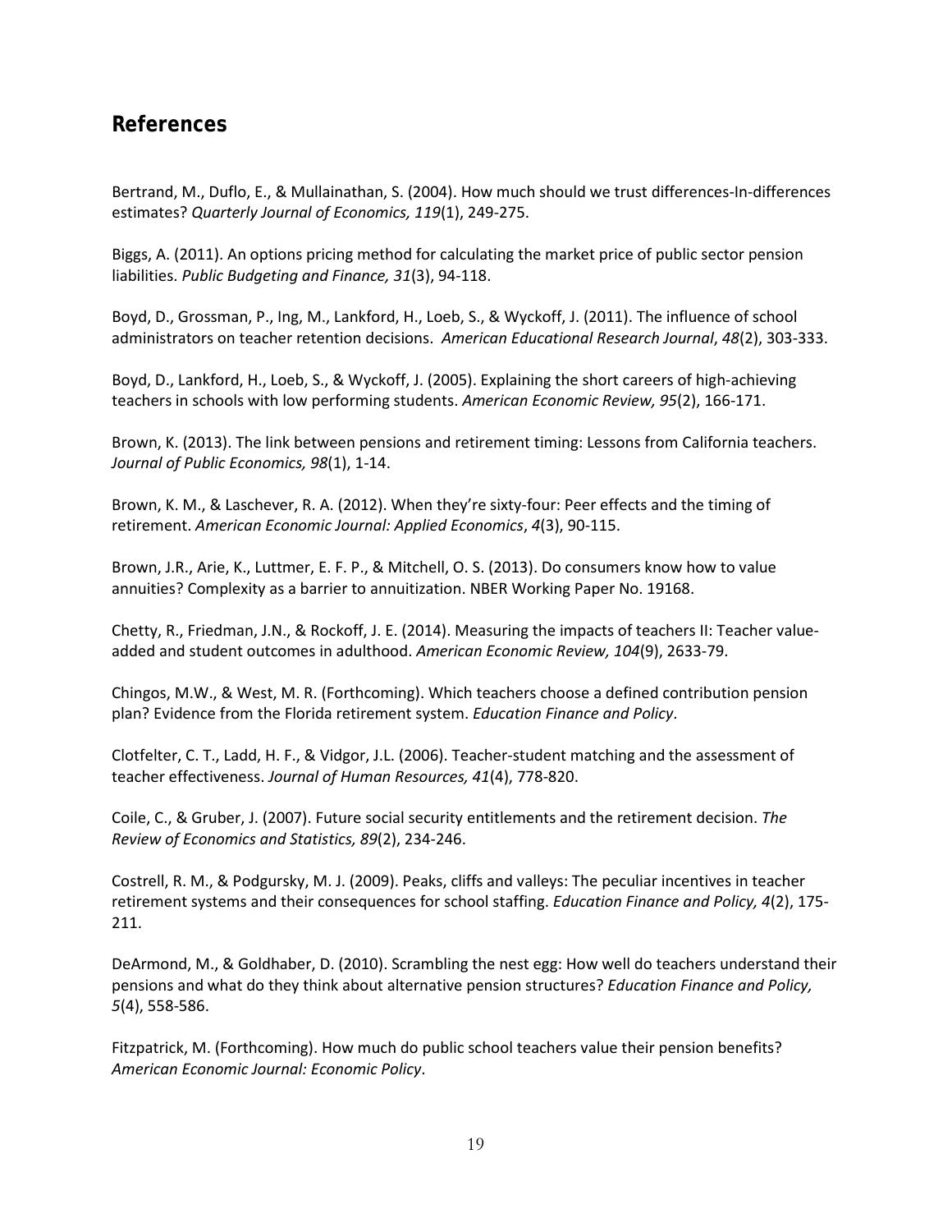## References

Bertrand, M., Duflo, E., & Mullainathan, S. (2004). How much should we trust differences-In-differences estimates? *Quarterly Journal of Economics, 119*(1), 249-275.

Biggs, A. (2011). An options pricing method for calculating the market price of public sector pension liabilities. *Public Budgeting and Finance, 31*(3), 94-118.

Boyd, D., Grossman, P., Ing, M., Lankford, H., Loeb, S., & Wyckoff, J. (2011). The influence of school administrators on teacher retention decisions. *American Educational Research Journal*, *48*(2), 303-333.

Boyd, D., Lankford, H., Loeb, S., & Wyckoff, J. (2005). Explaining the short careers of high-achieving teachers in schools with low performing students. *American Economic Review, 95*(2), 166-171.

Brown, K. (2013). The link between pensions and retirement timing: Lessons from California teachers. *Journal of Public Economics, 98*(1), 1-14.

Brown, K. M., & Laschever, R. A. (2012). When they're sixty-four: Peer effects and the timing of retirement. *American Economic Journal: Applied Economics*, *4*(3), 90-115.

Brown, J.R., Arie, K., Luttmer, E. F. P., & Mitchell, O. S. (2013). Do consumers know how to value annuities? Complexity as a barrier to annuitization. NBER Working Paper No. 19168.

Chetty, R., Friedman, J.N., & Rockoff, J. E. (2014). Measuring the impacts of teachers II: Teacher value-added and student outcomes in adulthood. *American Economic Review, 104*(9), 2633-79.

Chingos, M.W., & West, M. R. (Forthcoming). Which teachers choose a defined contribution pension plan? Evidence from the Florida retirement system. *Education Finance and Policy*.

Clotfelter, C. T., Ladd, H. F., & Vidgor, J.L. (2006). Teacher-student matching and the assessment of teacher effectiveness. *Journal of Human Resources, 41*(4), 778-820.

Coile, C., & Gruber, J. (2007). Future social security entitlements and the retirement decision. *The Review of Economics and Statistics, 89*(2), 234-246.

Costrell, R. M., & Podgursky, M. J. (2009). Peaks, cliffs and valleys: The peculiar incentives in teacher retirement systems and their consequences for school staffing. *Education Finance and Policy, 4*(2), 175-211.

DeArmond, M., & Goldhaber, D. (2010). Scrambling the nest egg: How well do teachers understand their pensions and what do they think about alternative pension structures? *Education Finance and Policy, 5*(4), 558-586.

Fitzpatrick, M. (Forthcoming). How much do public school teachers value their pension benefits? *American Economic Journal: Economic Policy*.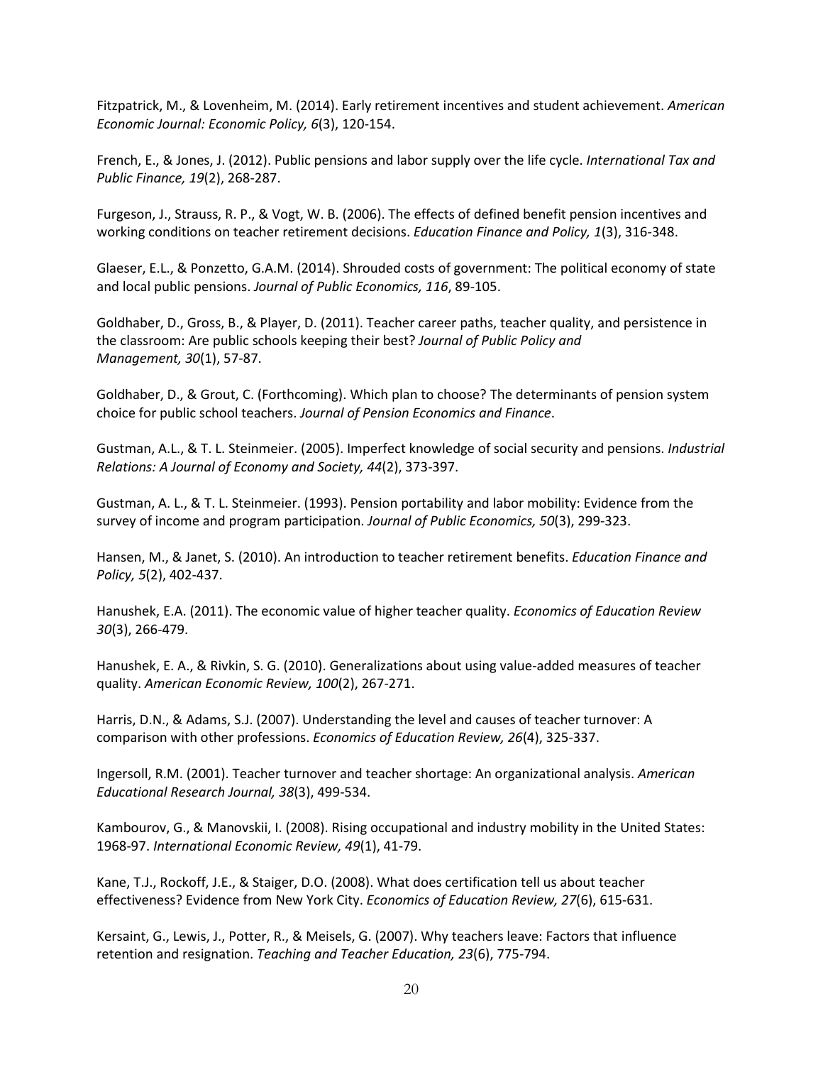Fitzpatrick, M., & Lovenheim, M. (2014). Early retirement incentives and student achievement. *American Economic Journal: Economic Policy, 6*(3), 120-154.

French, E., & Jones, J. (2012). Public pensions and labor supply over the life cycle. *International Tax and Public Finance, 19*(2), 268-287.

Furgeson, J., Strauss, R. P., & Vogt, W. B. (2006). The effects of defined benefit pension incentives and working conditions on teacher retirement decisions. *Education Finance and Policy, 1*(3), 316-348.

Glaeser, E.L., & Ponzetto, G.A.M. (2014). Shrouded costs of government: The political economy of state and local public pensions. *Journal of Public Economics, 116*, 89-105.

Goldhaber, D., Gross, B., & Player, D. (2011). Teacher career paths, teacher quality, and persistence in the classroom: Are public schools keeping their best? *Journal of Public Policy and Management, 30*(1), 57-87.

Goldhaber, D., & Grout, C. (Forthcoming). Which plan to choose? The determinants of pension system choice for public school teachers. *Journal of Pension Economics and Finance*.

Gustman, A.L., & T. L. Steinmeier. (2005). Imperfect knowledge of social security and pensions. *Industrial Relations: A Journal of Economy and Society, 44*(2), 373-397.

Gustman, A. L., & T. L. Steinmeier. (1993). Pension portability and labor mobility: Evidence from the survey of income and program participation. *Journal of Public Economics, 50*(3), 299-323.

Hansen, M., & Janet, S. (2010). An introduction to teacher retirement benefits. *Education Finance and Policy, 5*(2), 402-437.

Hanushek, E.A. (2011). The economic value of higher teacher quality. *Economics of Education Review 30*(3), 266-479.

Hanushek, E. A., & Rivkin, S. G. (2010). Generalizations about using value-added measures of teacher quality. *American Economic Review, 100*(2), 267-271.

Harris, D.N., & Adams, S.J. (2007). Understanding the level and causes of teacher turnover: A comparison with other professions. *Economics of Education Review, 26*(4), 325-337.

Ingersoll, R.M. (2001). Teacher turnover and teacher shortage: An organizational analysis. *American Educational Research Journal, 38*(3), 499-534.

Kambourov, G., & Manovskii, I. (2008). Rising occupational and industry mobility in the United States: 1968-97. *International Economic Review, 49*(1), 41-79.

Kane, T.J., Rockoff, J.E., & Staiger, D.O. (2008). What does certification tell us about teacher effectiveness? Evidence from New York City. *Economics of Education Review, 27*(6), 615-631.

Kersaint, G., Lewis, J., Potter, R., & Meisels, G. (2007). Why teachers leave: Factors that influence retention and resignation. *Teaching and Teacher Education, 23*(6), 775-794.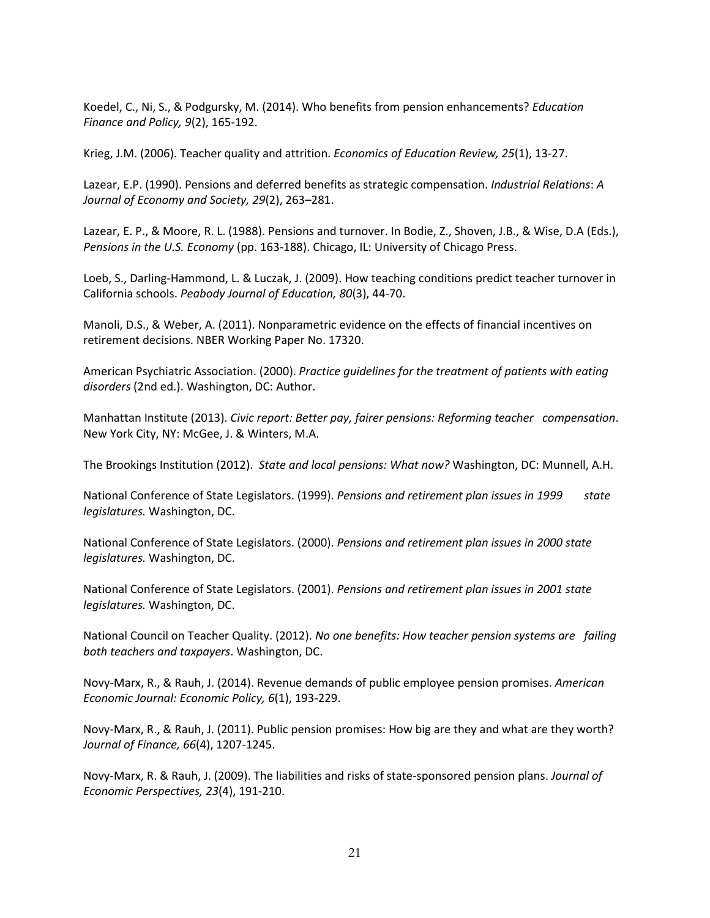Koedel, C., Ni, S., & Podgursky, M. (2014). Who benefits from pension enhancements? *Education Finance and Policy, 9*(2), 165-192.

Krieg, J.M. (2006). Teacher quality and attrition. *Economics of Education Review, 25*(1), 13-27.

Lazear, E.P. (1990). Pensions and deferred benefits as strategic compensation. *Industrial Relations*: *A Journal of Economy and Society, 29*(2), 263–281.

Lazear, E. P., & Moore, R. L. (1988). Pensions and turnover. In Bodie, Z., Shoven, J.B., & Wise, D.A (Eds.), *Pensions in the U.S. Economy* (pp. 163-188). Chicago, IL: University of Chicago Press.

Loeb, S., Darling-Hammond, L. & Luczak, J. (2009). How teaching conditions predict teacher turnover in California schools. *Peabody Journal of Education, 80*(3), 44-70.

Manoli, D.S., & Weber, A. (2011). Nonparametric evidence on the effects of financial incentives on retirement decisions. NBER Working Paper No. 17320.

American Psychiatric Association. (2000). *Practice guidelines for the treatment of patients with eating disorders* (2nd ed.). Washington, DC: Author.

Manhattan Institute (2013). *Civic report: Better pay, fairer pensions: Reforming teacher compensation*. New York City, NY: McGee, J. & Winters, M.A.

The Brookings Institution (2012). *State and local pensions: What now?* Washington, DC: Munnell, A.H.

National Conference of State Legislators. (1999). *Pensions and retirement plan issues in 1999 state legislatures.* Washington, DC.

National Conference of State Legislators. (2000). *Pensions and retirement plan issues in 2000 state legislatures.* Washington, DC.

National Conference of State Legislators. (2001). *Pensions and retirement plan issues in 2001 state legislatures.* Washington, DC.

National Council on Teacher Quality. (2012). *No one benefits: How teacher pension systems are failing both teachers and taxpayers*. Washington, DC.

Novy-Marx, R., & Rauh, J. (2014). Revenue demands of public employee pension promises. *American Economic Journal: Economic Policy, 6*(1), 193-229.

Novy-Marx, R., & Rauh, J. (2011). Public pension promises: How big are they and what are they worth? *Journal of Finance, 66*(4), 1207-1245.

Novy-Marx, R. & Rauh, J. (2009). The liabilities and risks of state-sponsored pension plans. *Journal of Economic Perspectives, 23*(4), 191-210.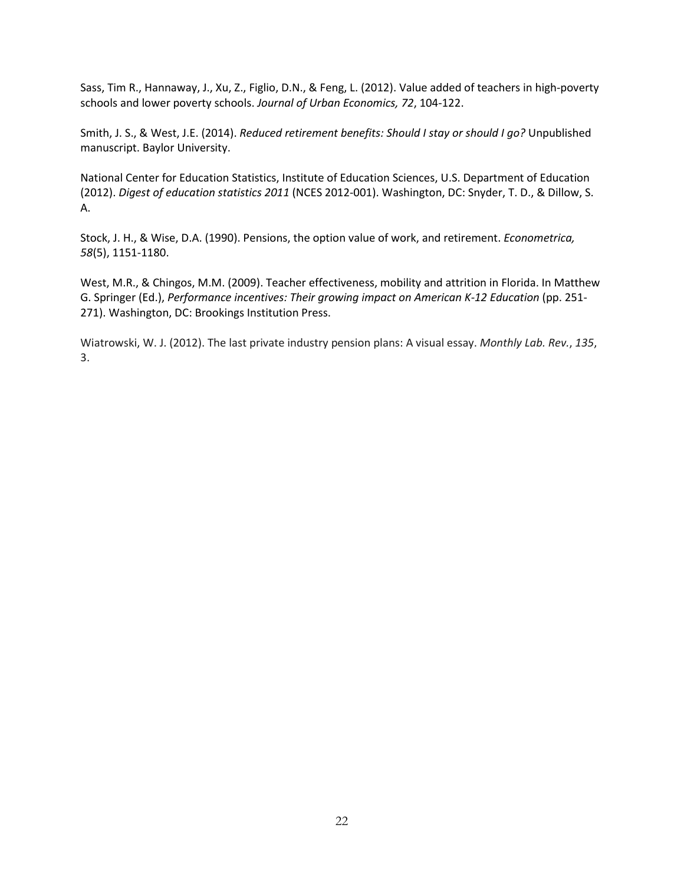Sass, Tim R., Hannaway, J., Xu, Z., Figlio, D.N., & Feng, L. (2012). Value added of teachers in high-poverty schools and lower poverty schools. *Journal of Urban Economics, 72*, 104-122.

Smith, J. S., & West, J.E. (2014). *Reduced retirement benefits: Should I stay or should I go?* Unpublished manuscript. Baylor University.

National Center for Education Statistics, Institute of Education Sciences, U.S. Department of Education (2012). *Digest of education statistics 2011* (NCES 2012-001). Washington, DC: Snyder, T. D., & Dillow, S. A.

Stock, J. H., & Wise, D.A. (1990). Pensions, the option value of work, and retirement. *Econometrica, 58*(5), 1151-1180.

West, M.R., & Chingos, M.M. (2009). Teacher effectiveness, mobility and attrition in Florida. In Matthew G. Springer (Ed.), *Performance incentives: Their growing impact on American K-12 Education* (pp. 251-271). Washington, DC: Brookings Institution Press.

Wiatrowski, W. J. (2012). The last private industry pension plans: A visual essay. *Monthly Lab. Rev.*, *135*, 3.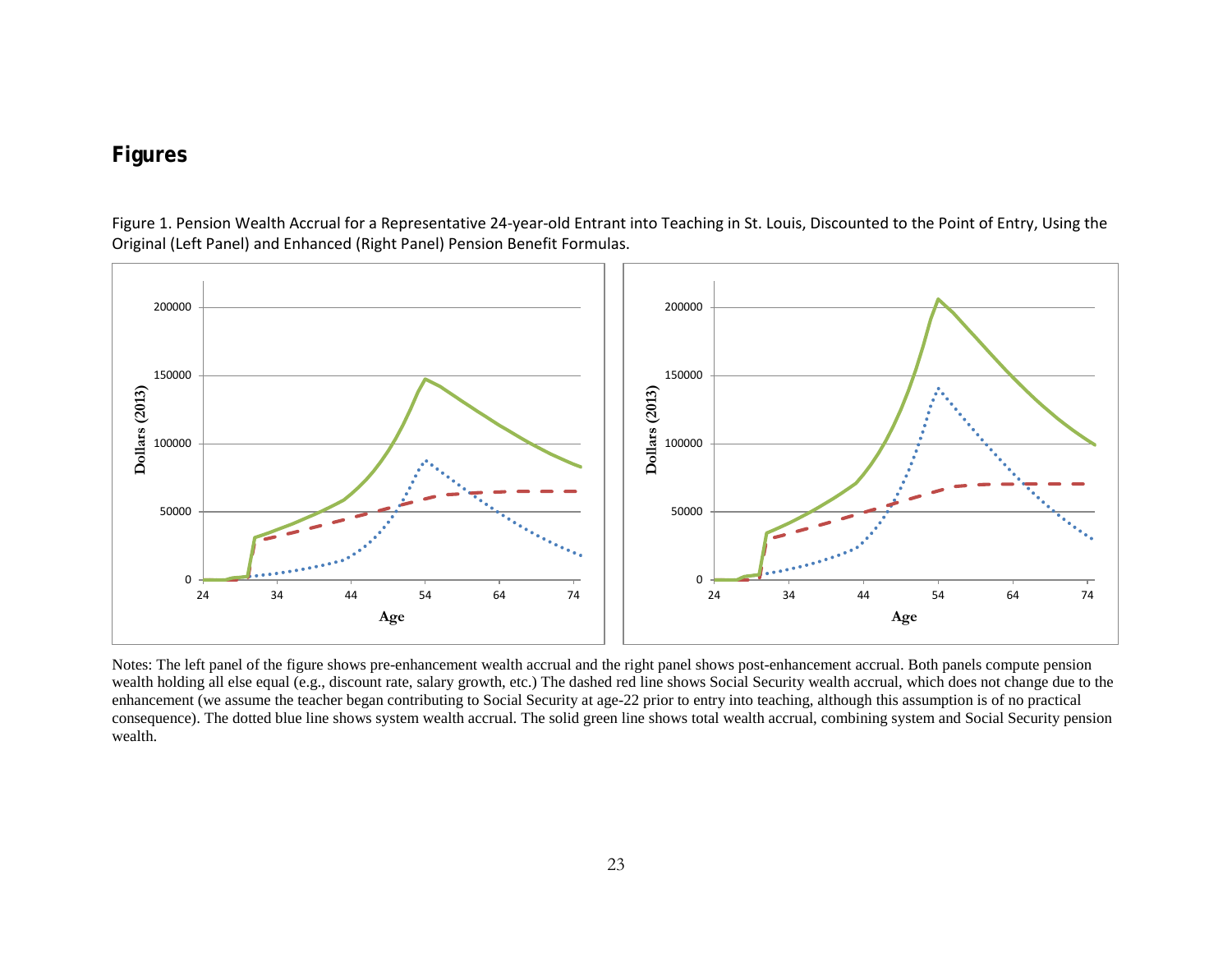# Figures

Figure 1. Pension Wealth Accrual for a Representative 24-year-old Entrant into Teaching in St. Louis, Discounted to the Point of Entry, Using the Original (Left Panel) and Enhanced (Right Panel) Pension Benefit Formulas.

Notes: The left panel of the figure shows pre-enhancement wealth accrual and the right panel shows post-enhancement accrual. Both panels compute pension wealth holding all else equal (e.g., discount rate, salary growth, etc.) The dashed red line shows Social Security wealth accrual, which does not change due to the enhancement (we assume the teacher began contributing to Social Security at age-22 prior to entry into teaching, although this assumption is of no practical consequence). The dotted blue line shows system wealth accrual. The solid green line shows total wealth accrual, combining system and Social Security pension wealth.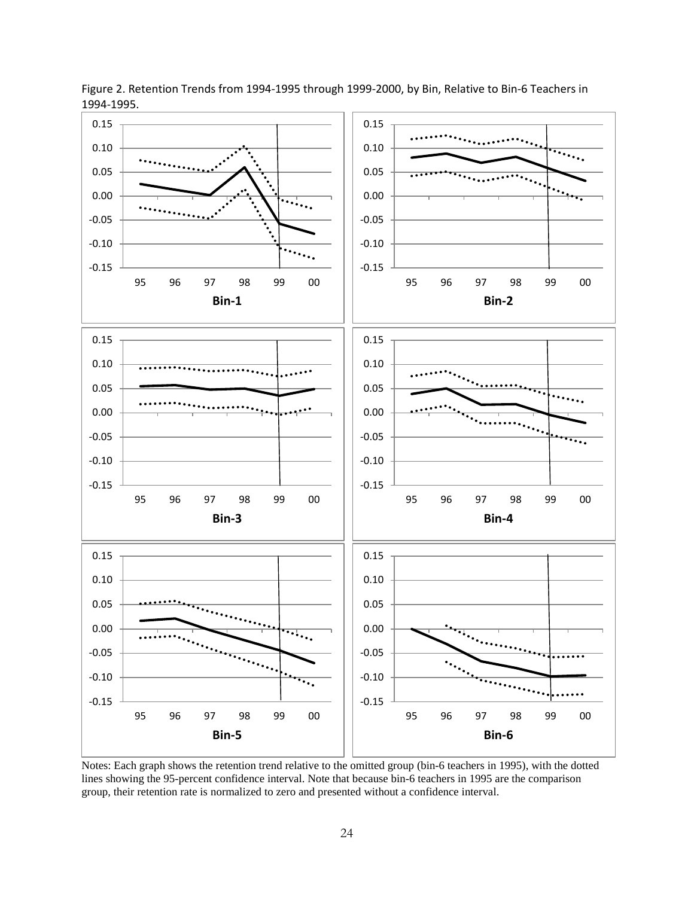Figure 2. Retention Trends from 1994-1995 through 1999-2000, by Bin, Relative to Bin-6 Teachers in 1994-1995.

Notes: Each graph shows the retention trend relative to the omitted group (bin-6 teachers in 1995), with the dotted lines showing the 95-percent confidence interval. Note that because bin-6 teachers in 1995 are the comparison group, their retention rate is normalized to zero and presented without a confidence interval.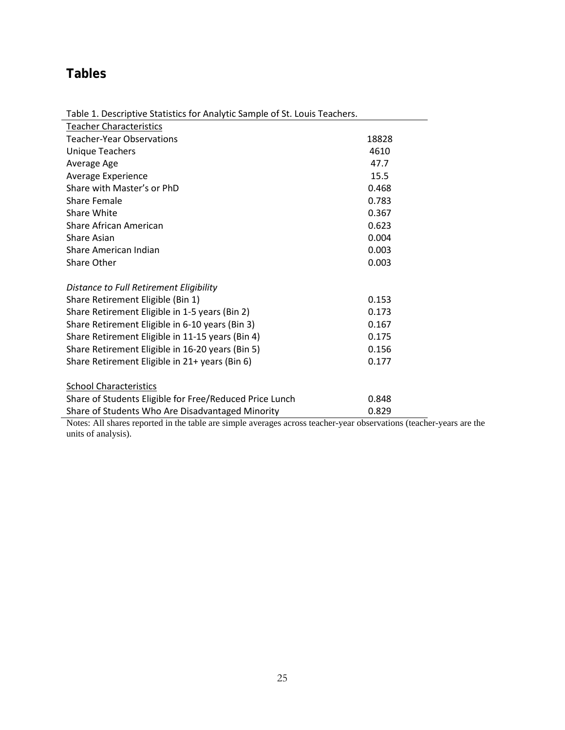# Tables

Table 1. Descriptive Statistics for Analytic Sample of St. Louis Teachers.

| | |
|---|---|
| Teacher Characteristics | |
| Teacher-Year Observations | 18828 |
| Unique Teachers | 4610 |
| Average Age | 47.7 |
| Average Experience | 15.5 |
| Share with Master's or PhD | 0.468 |
| Share Female | 0.783 |
| Share White | 0.367 |
| Share African American | 0.623 |
| Share Asian | 0.004 |
| Share American Indian | 0.003 |
| Share Other | 0.003 |
| *Distance to Full Retirement Eligibility* | |
| Share Retirement Eligible (Bin 1) | 0.153 |
| Share Retirement Eligible in 1-5 years (Bin 2) | 0.173 |
| Share Retirement Eligible in 6-10 years (Bin 3) | 0.167 |
| Share Retirement Eligible in 11-15 years (Bin 4) | 0.175 |
| Share Retirement Eligible in 16-20 years (Bin 5) | 0.156 |
| Share Retirement Eligible in 21+ years (Bin 6) | 0.177 |
| School Characteristics | |
| Share of Students Eligible for Free/Reduced Price Lunch | 0.848 |
| Share of Students Who Are Disadvantaged Minority | 0.829 |

Notes: All shares reported in the table are simple averages across teacher-year observations (teacher-years are the units of analysis).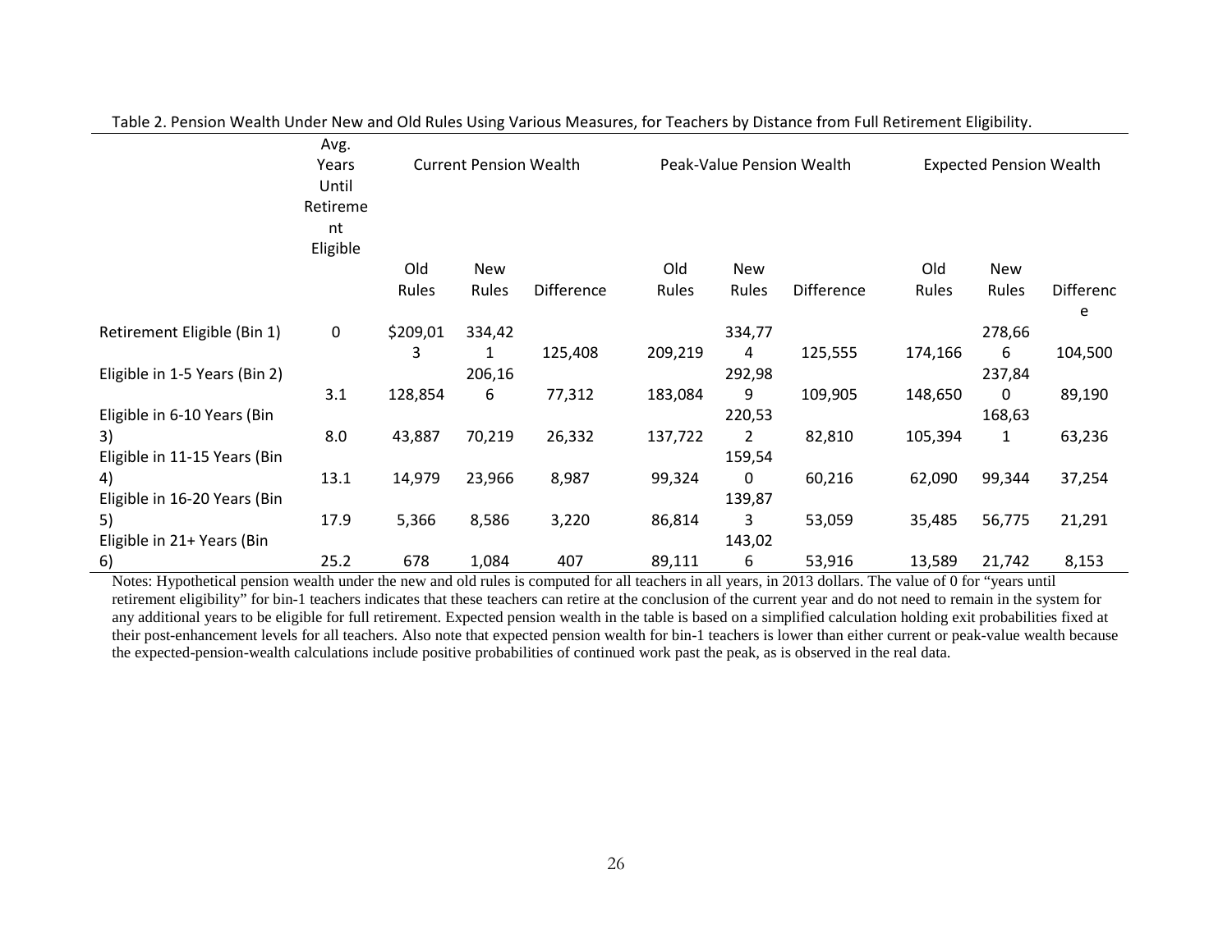Table 2. Pension Wealth Under New and Old Rules Using Various Measures, for Teachers by Distance from Full Retirement Eligibility.

| | Avg. Years Until Retirement Eligible | Current Pension Wealth | | | Peak-Value Pension Wealth | | | Expected Pension Wealth | | |
|---|---|---|---|---|---|---|---|---|---|---|
| | | Old Rules | New Rules | Difference | Old Rules | New Rules | Difference | Old Rules | New Rules | Difference |
| Retirement Eligible (Bin 1) | 0 | $209,013 | 334,421 | 125,408 | 209,219 | 334,774 | 125,555 | 174,166 | 278,666 | 104,500 |
| Eligible in 1-5 Years (Bin 2) | 3.1 | 128,854 | 206,166 | 77,312 | 183,084 | 292,989 | 109,905 | 148,650 | 237,840 | 89,190 |
| Eligible in 6-10 Years (Bin 3) | 8.0 | 43,887 | 70,219 | 26,332 | 137,722 | 220,532 | 82,810 | 105,394 | 168,631 | 63,236 |
| Eligible in 11-15 Years (Bin 4) | 13.1 | 14,979 | 23,966 | 8,987 | 99,324 | 159,540 | 60,216 | 62,090 | 99,344 | 37,254 |
| Eligible in 16-20 Years (Bin 5) | 17.9 | 5,366 | 8,586 | 3,220 | 86,814 | 139,873 | 53,059 | 35,485 | 56,775 | 21,291 |
| Eligible in 21+ Years (Bin 6) | 25.2 | 678 | 1,084 | 407 | 89,111 | 143,026 | 53,916 | 13,589 | 21,742 | 8,153 |

Notes: Hypothetical pension wealth under the new and old rules is computed for all teachers in all years, in 2013 dollars. The value of 0 for "years until retirement eligibility" for bin-1 teachers indicates that these teachers can retire at the conclusion of the current year and do not need to remain in the system for any additional years to be eligible for full retirement. Expected pension wealth in the table is based on a simplified calculation holding exit probabilities fixed at their post-enhancement levels for all teachers. Also note that expected pension wealth for bin-1 teachers is lower than either current or peak-value wealth because the expected-pension-wealth calculations include positive probabilities of continued work past the peak, as is observed in the real data.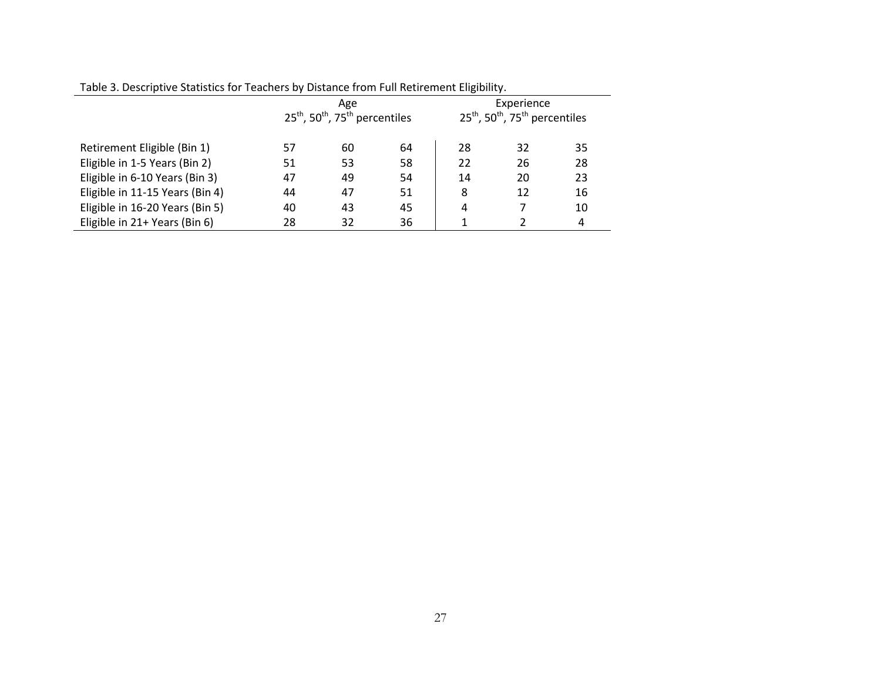Table 3. Descriptive Statistics for Teachers by Distance from Full Retirement Eligibility.

| | Age<br>25th, 50th, 75th percentiles | | | Experience<br>25th, 50th, 75th percentiles | | |
|---|---|---|---|---|---|---|
| Retirement Eligible (Bin 1) | 57 | 60 | 64 | 28 | 32 | 35 |
| Eligible in 1-5 Years (Bin 2) | 51 | 53 | 58 | 22 | 26 | 28 |
| Eligible in 6-10 Years (Bin 3) | 47 | 49 | 54 | 14 | 20 | 23 |
| Eligible in 11-15 Years (Bin 4) | 44 | 47 | 51 | 8 | 12 | 16 |
| Eligible in 16-20 Years (Bin 5) | 40 | 43 | 45 | 4 | 7 | 10 |
| Eligible in 21+ Years (Bin 6) | 28 | 32 | 36 | 1 | 2 | 4 |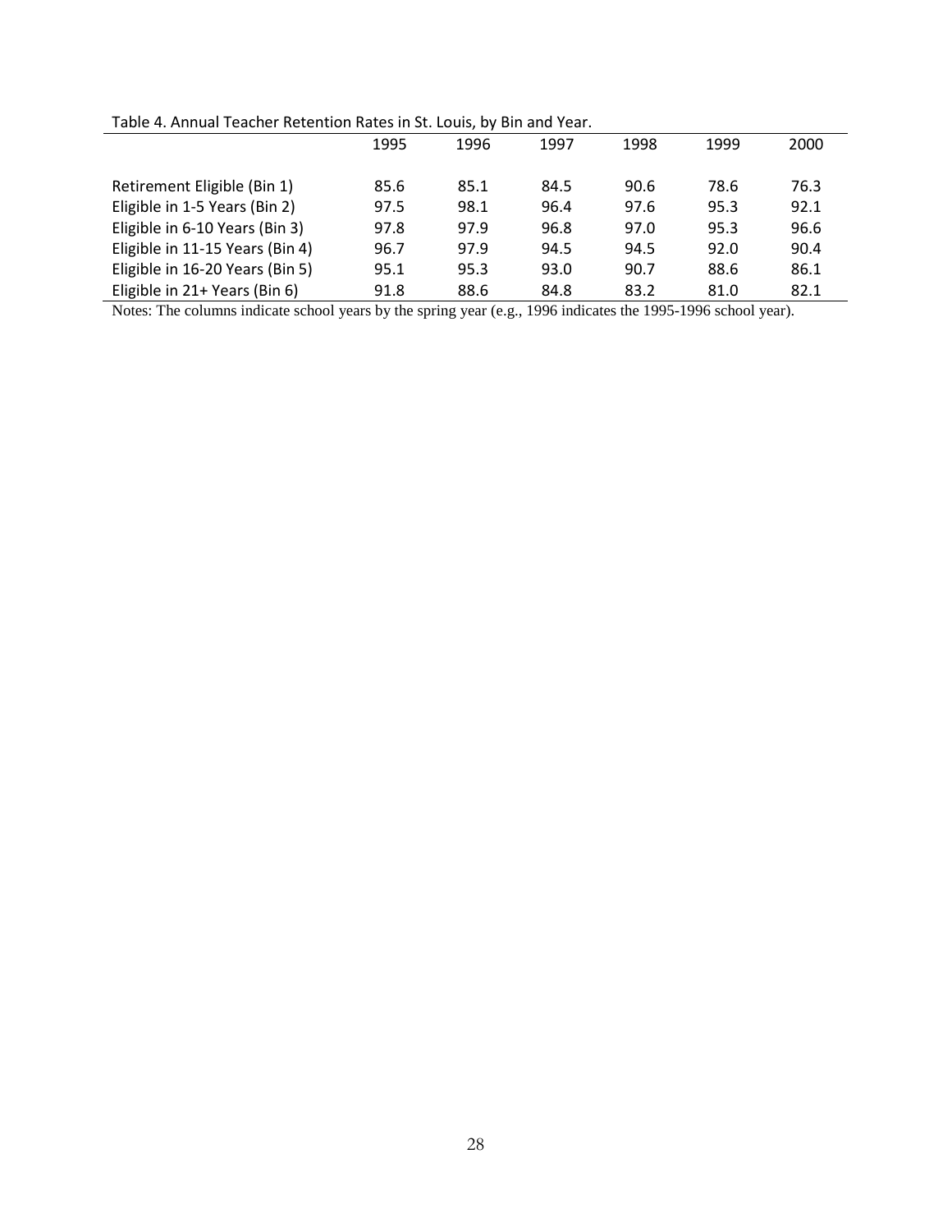Table 4. Annual Teacher Retention Rates in St. Louis, by Bin and Year.

| | 1995 | 1996 | 1997 | 1998 | 1999 | 2000 |
|---|---|---|---|---|---|---|
| Retirement Eligible (Bin 1) | 85.6 | 85.1 | 84.5 | 90.6 | 78.6 | 76.3 |
| Eligible in 1-5 Years (Bin 2) | 97.5 | 98.1 | 96.4 | 97.6 | 95.3 | 92.1 |
| Eligible in 6-10 Years (Bin 3) | 97.8 | 97.9 | 96.8 | 97.0 | 95.3 | 96.6 |
| Eligible in 11-15 Years (Bin 4) | 96.7 | 97.9 | 94.5 | 94.5 | 92.0 | 90.4 |
| Eligible in 16-20 Years (Bin 5) | 95.1 | 95.3 | 93.0 | 90.7 | 88.6 | 86.1 |
| Eligible in 21+ Years (Bin 6) | 91.8 | 88.6 | 84.8 | 83.2 | 81.0 | 82.1 |

Notes: The columns indicate school years by the spring year (e.g., 1996 indicates the 1995-1996 school year).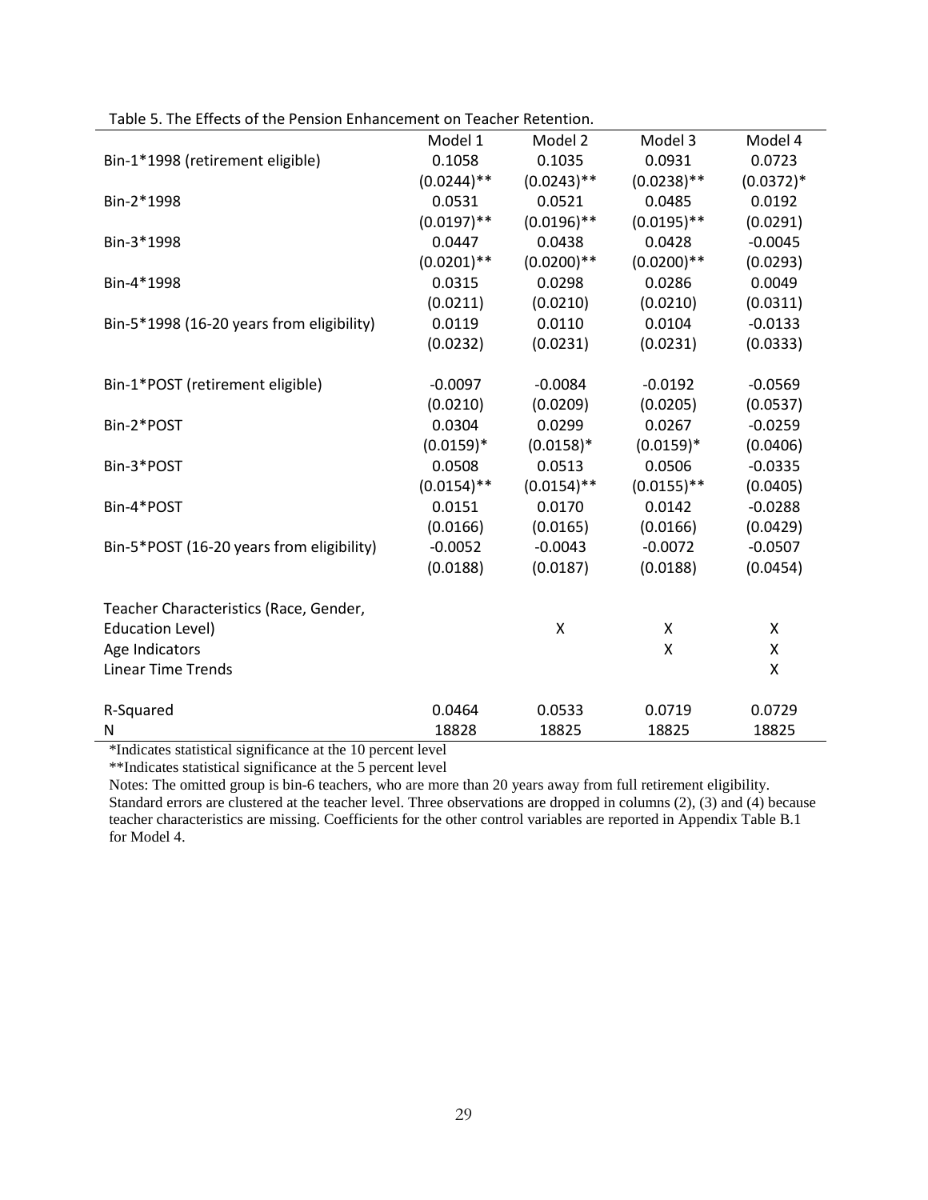Table 5. The Effects of the Pension Enhancement on Teacher Retention.

| | Model 1 | Model 2 | Model 3 | Model 4 |
|---|---|---|---|---|
| Bin-1*1998 (retirement eligible) | 0.1058 | 0.1035 | 0.0931 | 0.0723 |
| | (0.0244)** | (0.0243)** | (0.0238)** | (0.0372)* |
| Bin-2*1998 | 0.0531 | 0.0521 | 0.0485 | 0.0192 |
| | (0.0197)** | (0.0196)** | (0.0195)** | (0.0291) |
| Bin-3*1998 | 0.0447 | 0.0438 | 0.0428 | -0.0045 |
| | (0.0201)** | (0.0200)** | (0.0200)** | (0.0293) |
| Bin-4*1998 | 0.0315 | 0.0298 | 0.0286 | 0.0049 |
| | (0.0211) | (0.0210) | (0.0210) | (0.0311) |
| Bin-5*1998 (16-20 years from eligibility) | 0.0119 | 0.0110 | 0.0104 | -0.0133 |
| | (0.0232) | (0.0231) | (0.0231) | (0.0333) |
| Bin-1*POST (retirement eligible) | -0.0097 | -0.0084 | -0.0192 | -0.0569 |
| | (0.0210) | (0.0209) | (0.0205) | (0.0537) |
| Bin-2*POST | 0.0304 | 0.0299 | 0.0267 | -0.0259 |
| | (0.0159)* | (0.0158)* | (0.0159)* | (0.0406) |
| Bin-3*POST | 0.0508 | 0.0513 | 0.0506 | -0.0335 |
| | (0.0154)** | (0.0154)** | (0.0155)** | (0.0405) |
| Bin-4*POST | 0.0151 | 0.0170 | 0.0142 | -0.0288 |
| | (0.0166) | (0.0165) | (0.0166) | (0.0429) |
| Bin-5*POST (16-20 years from eligibility) | -0.0052 | -0.0043 | -0.0072 | -0.0507 |
| | (0.0188) | (0.0187) | (0.0188) | (0.0454) |
| Teacher Characteristics (Race, Gender, Education Level) | | X | X | X |
| Age Indicators | | | X | X |
| Linear Time Trends | | | | X |
| R-Squared | 0.0464 | 0.0533 | 0.0719 | 0.0729 |
| N | 18828 | 18825 | 18825 | 18825 |

*Indicates statistical significance at the 10 percent level

**Indicates statistical significance at the 5 percent level

Notes: The omitted group is bin-6 teachers, who are more than 20 years away from full retirement eligibility. Standard errors are clustered at the teacher level. Three observations are dropped in columns (2), (3) and (4) because teacher characteristics are missing. Coefficients for the other control variables are reported in Appendix Table B.1 for Model 4.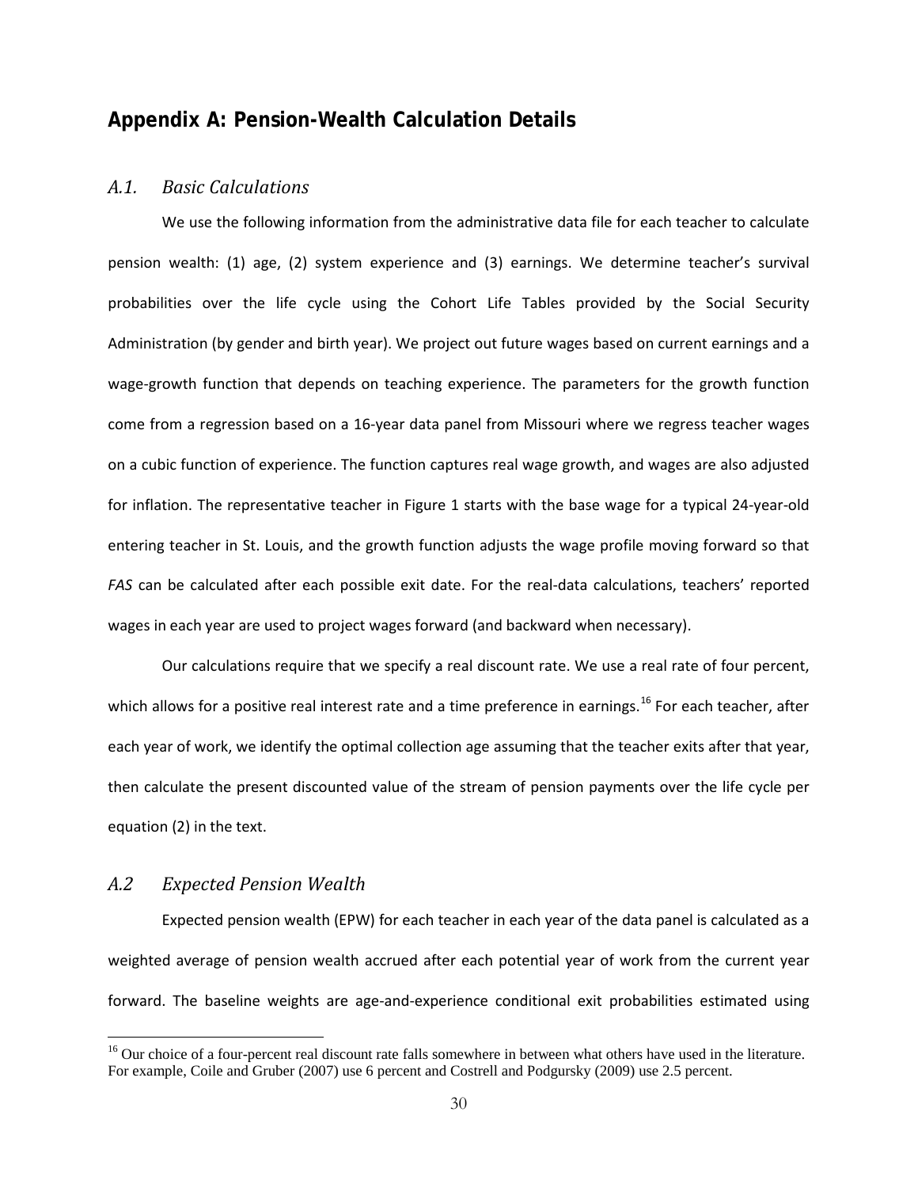## Appendix A: Pension-Wealth Calculation Details

### *A.1. Basic Calculations*

We use the following information from the administrative data file for each teacher to calculate pension wealth: (1) age, (2) system experience and (3) earnings. We determine teacher's survival probabilities over the life cycle using the Cohort Life Tables provided by the Social Security Administration (by gender and birth year). We project out future wages based on current earnings and a wage-growth function that depends on teaching experience. The parameters for the growth function come from a regression based on a 16-year data panel from Missouri where we regress teacher wages on a cubic function of experience. The function captures real wage growth, and wages are also adjusted for inflation. The representative teacher in Figure 1 starts with the base wage for a typical 24-year-old entering teacher in St. Louis, and the growth function adjusts the wage profile moving forward so that *FAS* can be calculated after each possible exit date. For the real-data calculations, teachers' reported wages in each year are used to project wages forward (and backward when necessary).

Our calculations require that we specify a real discount rate. We use a real rate of four percent, which allows for a positive real interest rate and a time preference in earnings.[16] For each teacher, after each year of work, we identify the optimal collection age assuming that the teacher exits after that year, then calculate the present discounted value of the stream of pension payments over the life cycle per equation (2) in the text.

### *A.2 Expected Pension Wealth*

Expected pension wealth (EPW) for each teacher in each year of the data panel is calculated as a weighted average of pension wealth accrued after each potential year of work from the current year forward. The baseline weights are age-and-experience conditional exit probabilities estimated using

[16] Our choice of a four-percent real discount rate falls somewhere in between what others have used in the literature. For example, Coile and Gruber (2007) use 6 percent and Costrell and Podgursky (2009) use 2.5 percent.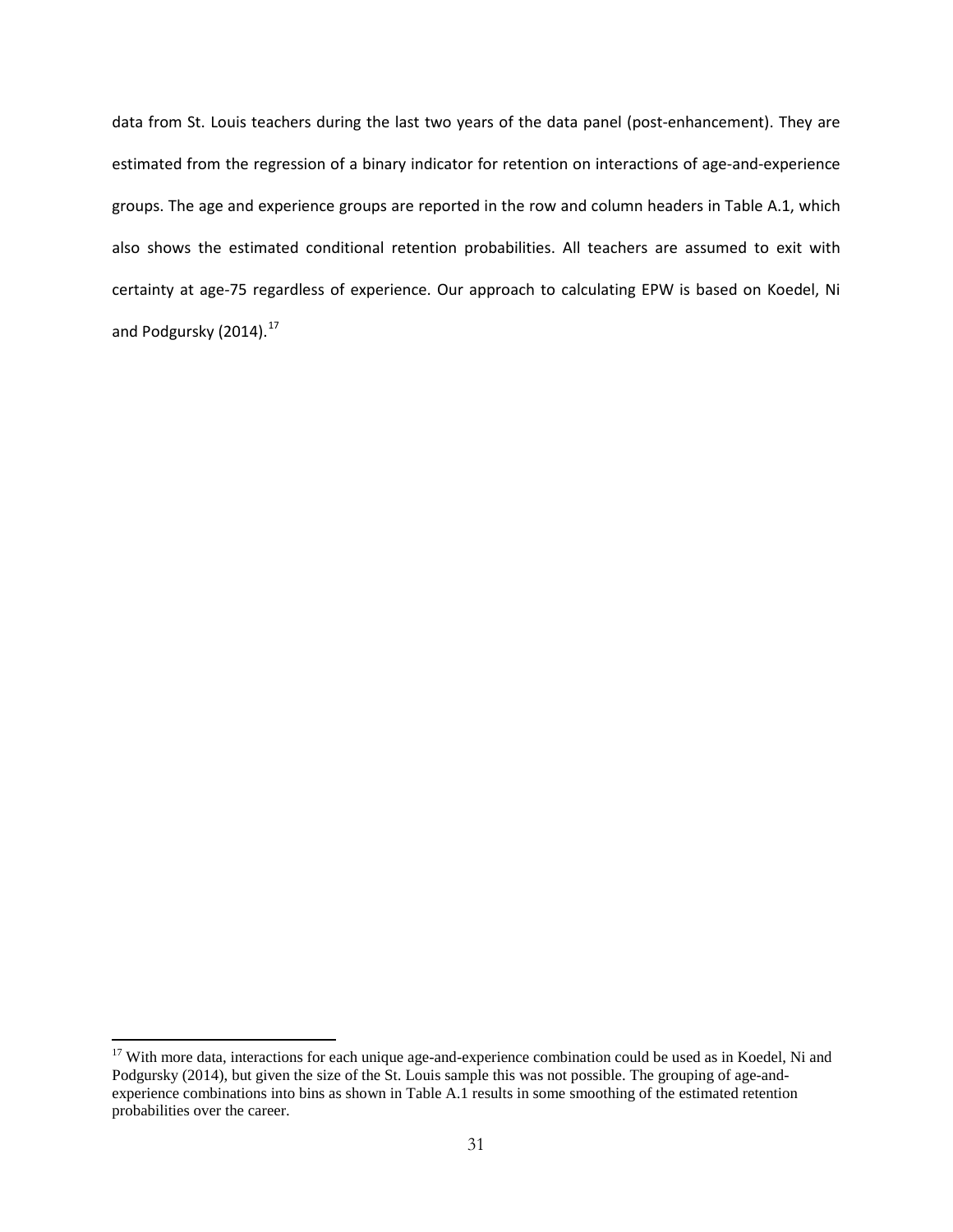data from St. Louis teachers during the last two years of the data panel (post-enhancement). They are estimated from the regression of a binary indicator for retention on interactions of age-and-experience groups. The age and experience groups are reported in the row and column headers in Table A.1, which also shows the estimated conditional retention probabilities. All teachers are assumed to exit with certainty at age-75 regardless of experience. Our approach to calculating EPW is based on Koedel, Ni and Podgursky (2014).[17]

[17] With more data, interactions for each unique age-and-experience combination could be used as in Koedel, Ni and Podgursky (2014), but given the size of the St. Louis sample this was not possible. The grouping of age-and-experience combinations into bins as shown in Table A.1 results in some smoothing of the estimated retention probabilities over the career.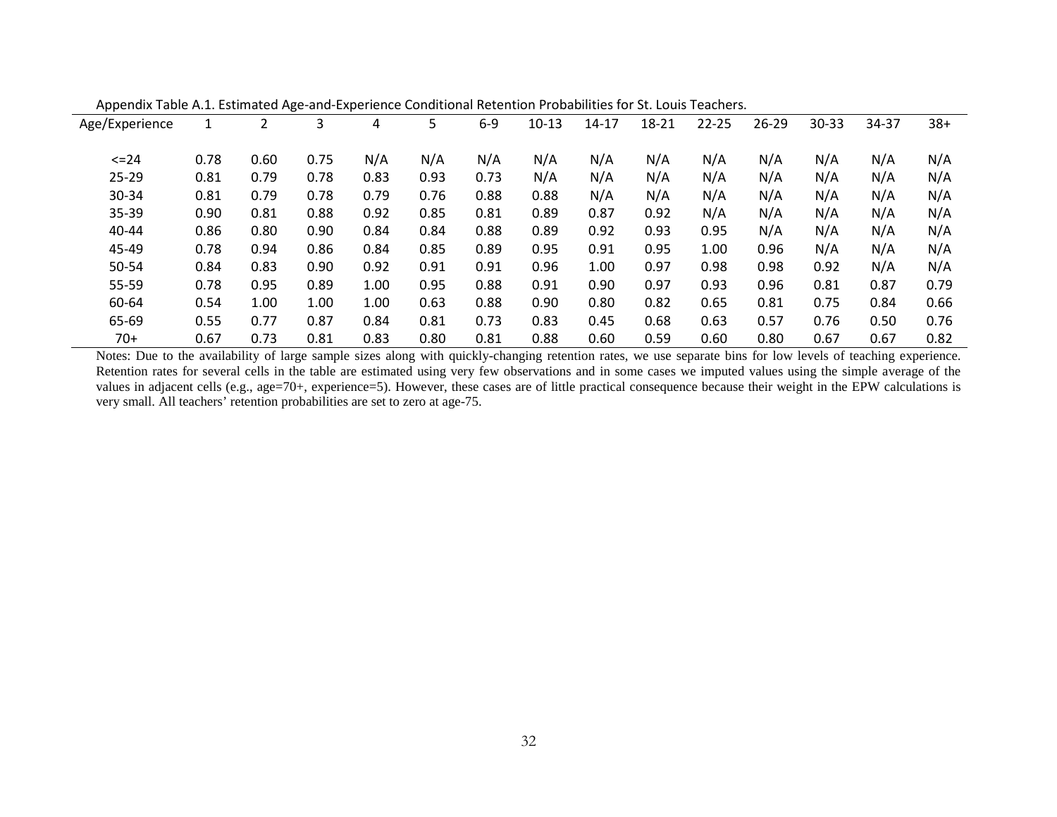Appendix Table A.1. Estimated Age-and-Experience Conditional Retention Probabilities for St. Louis Teachers.

| Age/Experience | 1 | 2 | 3 | 4 | 5 | 6-9 | 10-13 | 14-17 | 18-21 | 22-25 | 26-29 | 30-33 | 34-37 | 38+ |
|---|---|---|---|---|---|---|---|---|---|---|---|---|---|---|
| <=24 | 0.78 | 0.60 | 0.75 | N/A | N/A | N/A | N/A | N/A | N/A | N/A | N/A | N/A | N/A | N/A |
| 25-29 | 0.81 | 0.79 | 0.78 | 0.83 | 0.93 | 0.73 | N/A | N/A | N/A | N/A | N/A | N/A | N/A | N/A |
| 30-34 | 0.81 | 0.79 | 0.78 | 0.79 | 0.76 | 0.88 | 0.88 | N/A | N/A | N/A | N/A | N/A | N/A | N/A |
| 35-39 | 0.90 | 0.81 | 0.88 | 0.92 | 0.85 | 0.81 | 0.89 | 0.87 | 0.92 | N/A | N/A | N/A | N/A | N/A |
| 40-44 | 0.86 | 0.80 | 0.90 | 0.84 | 0.84 | 0.88 | 0.89 | 0.92 | 0.93 | 0.95 | N/A | N/A | N/A | N/A |
| 45-49 | 0.78 | 0.94 | 0.86 | 0.84 | 0.85 | 0.89 | 0.95 | 0.91 | 0.95 | 1.00 | 0.96 | N/A | N/A | N/A |
| 50-54 | 0.84 | 0.83 | 0.90 | 0.92 | 0.91 | 0.91 | 0.96 | 1.00 | 0.97 | 0.98 | 0.98 | 0.92 | N/A | N/A |
| 55-59 | 0.78 | 0.95 | 0.89 | 1.00 | 0.95 | 0.88 | 0.91 | 0.90 | 0.97 | 0.93 | 0.96 | 0.81 | 0.87 | 0.79 |
| 60-64 | 0.54 | 1.00 | 1.00 | 1.00 | 0.63 | 0.88 | 0.90 | 0.80 | 0.82 | 0.65 | 0.81 | 0.75 | 0.84 | 0.66 |
| 65-69 | 0.55 | 0.77 | 0.87 | 0.84 | 0.81 | 0.73 | 0.83 | 0.45 | 0.68 | 0.63 | 0.57 | 0.76 | 0.50 | 0.76 |
| 70+ | 0.67 | 0.73 | 0.81 | 0.83 | 0.80 | 0.81 | 0.88 | 0.60 | 0.59 | 0.60 | 0.80 | 0.67 | 0.67 | 0.82 |

Notes: Due to the availability of large sample sizes along with quickly-changing retention rates, we use separate bins for low levels of teaching experience. Retention rates for several cells in the table are estimated using very few observations and in some cases we imputed values using the simple average of the values in adjacent cells (e.g., age=70+, experience=5). However, these cases are of little practical consequence because their weight in the EPW calculations is very small. All teachers' retention probabilities are set to zero at age-75.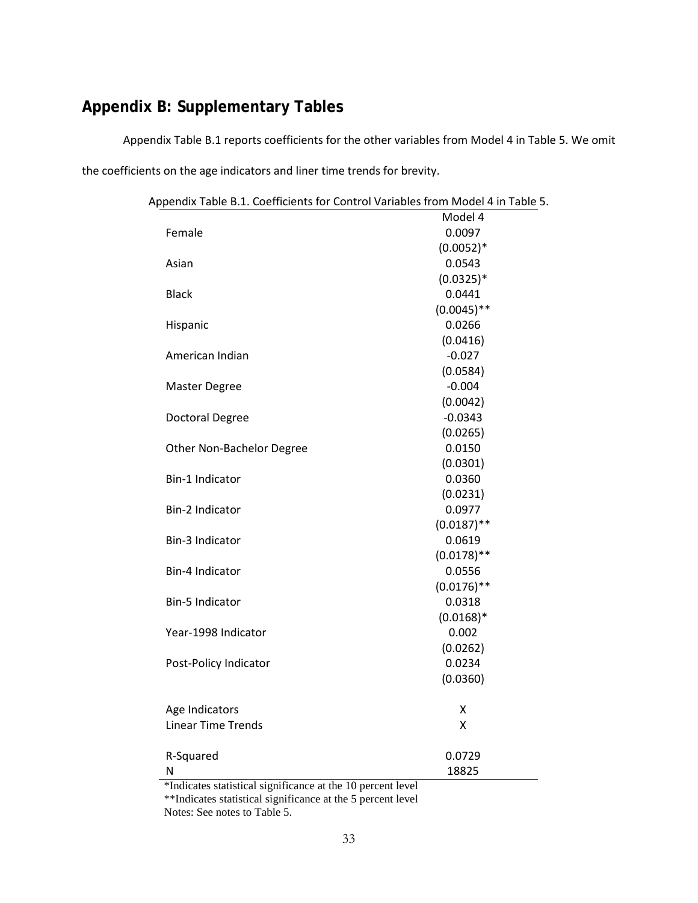## Appendix B: Supplementary Tables

Appendix Table B.1 reports coefficients for the other variables from Model 4 in Table 5. We omit the coefficients on the age indicators and liner time trends for brevity.

Appendix Table B.1. Coefficients for Control Variables from Model 4 in Table 5.

| | Model 4 |
|---|---|
| Female | 0.0097 |
| | (0.0052)* |
| Asian | 0.0543 |
| | (0.0325)* |
| Black | 0.0441 |
| | (0.0045)** |
| Hispanic | 0.0266 |
| | (0.0416) |
| American Indian | -0.027 |
| | (0.0584) |
| Master Degree | -0.004 |
| | (0.0042) |
| Doctoral Degree | -0.0343 |
| | (0.0265) |
| Other Non-Bachelor Degree | 0.0150 |
| | (0.0301) |
| Bin-1 Indicator | 0.0360 |
| | (0.0231) |
| Bin-2 Indicator | 0.0977 |
| | (0.0187)** |
| Bin-3 Indicator | 0.0619 |
| | (0.0178)** |
| Bin-4 Indicator | 0.0556 |
| | (0.0176)** |
| Bin-5 Indicator | 0.0318 |
| | (0.0168)* |
| Year-1998 Indicator | 0.002 |
| | (0.0262) |
| Post-Policy Indicator | 0.0234 |
| | (0.0360) |
| Age Indicators | X |
| Linear Time Trends | X |
| R-Squared | 0.0729 |
| N | 18825 |

*Indicates statistical significance at the 10 percent level

**Indicates statistical significance at the 5 percent level

Notes: See notes to Table 5.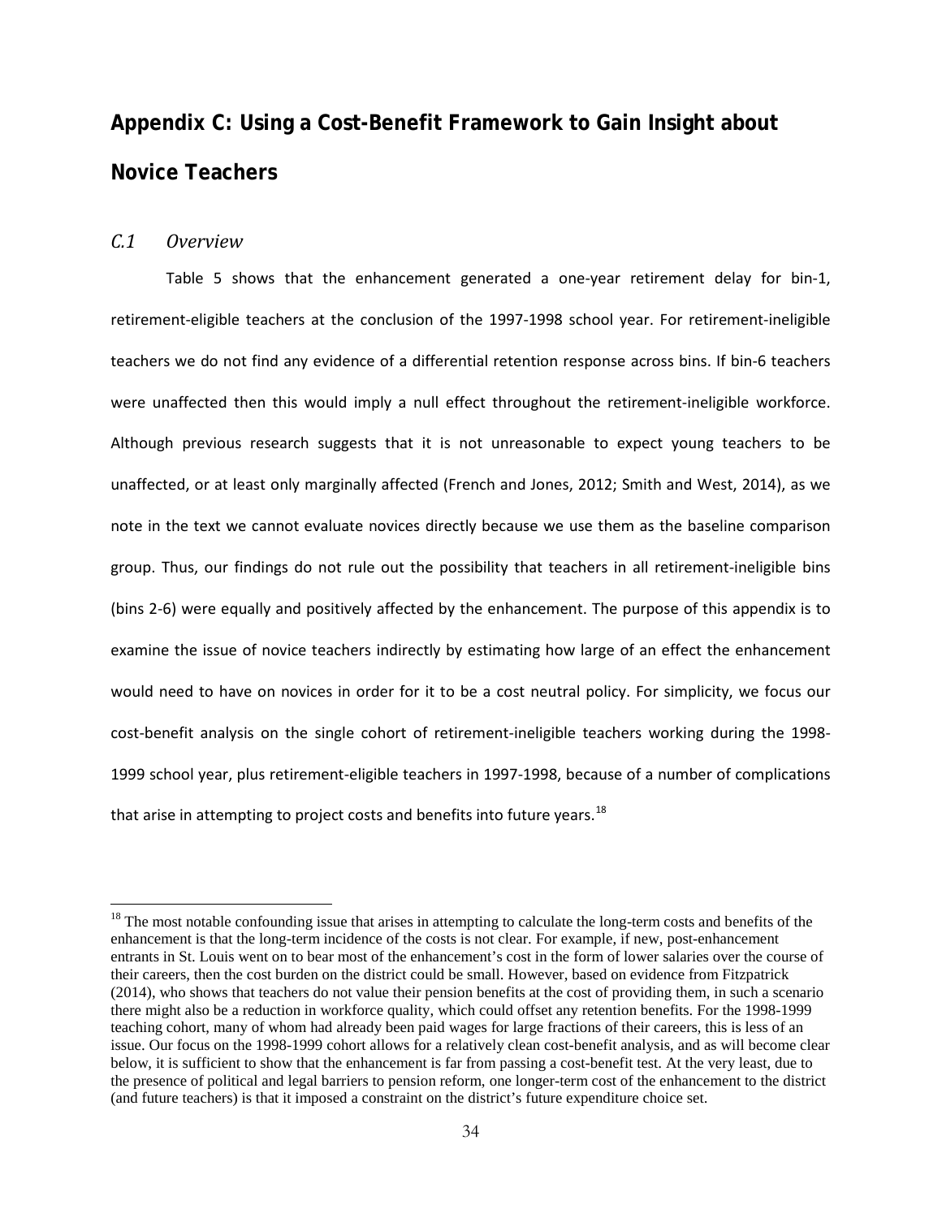# Appendix C: Using a Cost-Benefit Framework to Gain Insight about Novice Teachers

## *C.1 Overview*

Table 5 shows that the enhancement generated a one-year retirement delay for bin-1, retirement-eligible teachers at the conclusion of the 1997-1998 school year. For retirement-ineligible teachers we do not find any evidence of a differential retention response across bins. If bin-6 teachers were unaffected then this would imply a null effect throughout the retirement-ineligible workforce. Although previous research suggests that it is not unreasonable to expect young teachers to be unaffected, or at least only marginally affected (French and Jones, 2012; Smith and West, 2014), as we note in the text we cannot evaluate novices directly because we use them as the baseline comparison group. Thus, our findings do not rule out the possibility that teachers in all retirement-ineligible bins (bins 2-6) were equally and positively affected by the enhancement. The purpose of this appendix is to examine the issue of novice teachers indirectly by estimating how large of an effect the enhancement would need to have on novices in order for it to be a cost neutral policy. For simplicity, we focus our cost-benefit analysis on the single cohort of retirement-ineligible teachers working during the 1998-1999 school year, plus retirement-eligible teachers in 1997-1998, because of a number of complications that arise in attempting to project costs and benefits into future years.[18]

---

[18] The most notable confounding issue that arises in attempting to calculate the long-term costs and benefits of the enhancement is that the long-term incidence of the costs is not clear. For example, if new, post-enhancement entrants in St. Louis went on to bear most of the enhancement's cost in the form of lower salaries over the course of their careers, then the cost burden on the district could be small. However, based on evidence from Fitzpatrick (2014), who shows that teachers do not value their pension benefits at the cost of providing them, in such a scenario there might also be a reduction in workforce quality, which could offset any retention benefits. For the 1998-1999 teaching cohort, many of whom had already been paid wages for large fractions of their careers, this is less of an issue. Our focus on the 1998-1999 cohort allows for a relatively clean cost-benefit analysis, and as will become clear below, it is sufficient to show that the enhancement is far from passing a cost-benefit test. At the very least, due to the presence of political and legal barriers to pension reform, one longer-term cost of the enhancement to the district (and future teachers) is that it imposed a constraint on the district's future expenditure choice set.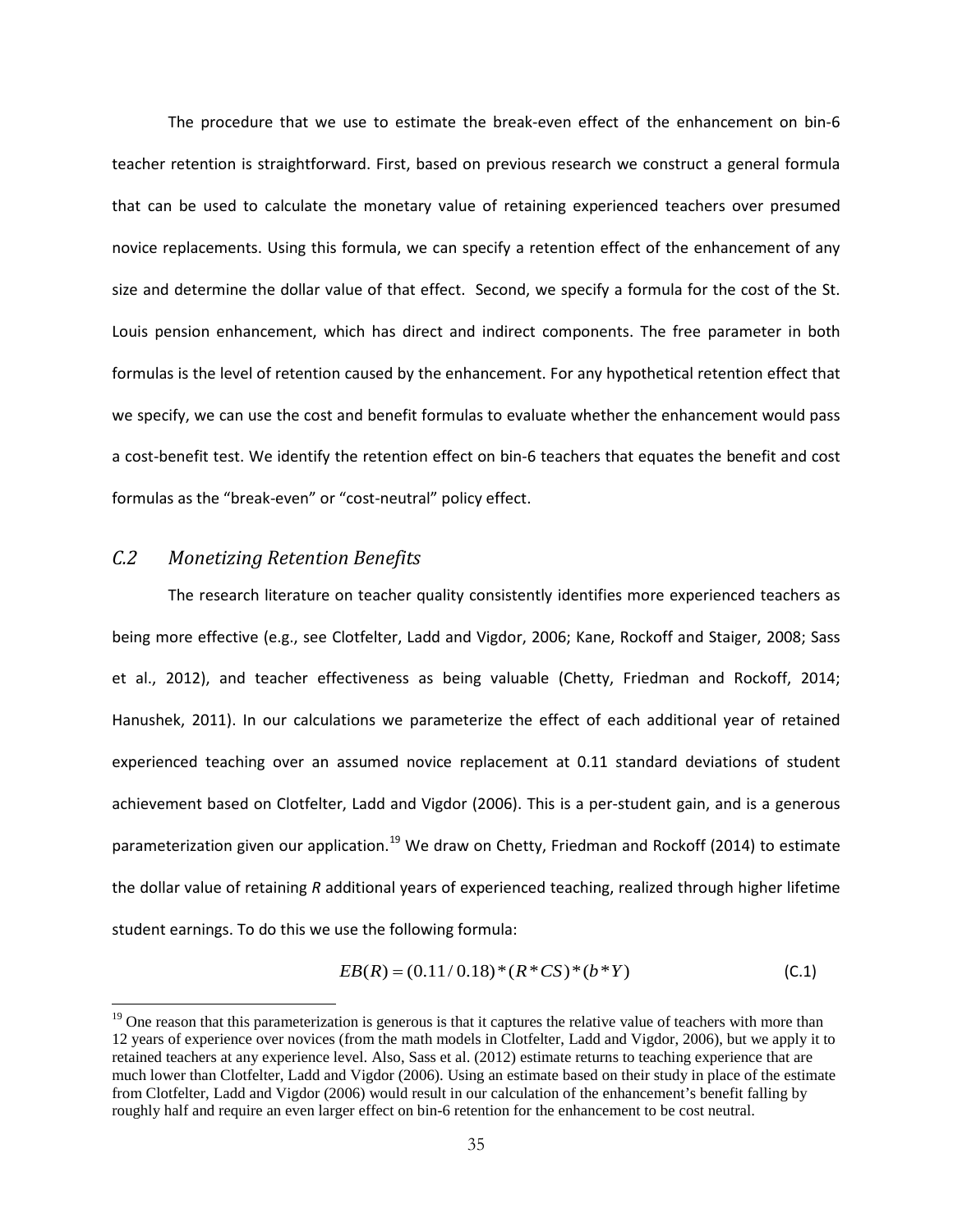The procedure that we use to estimate the break-even effect of the enhancement on bin-6 teacher retention is straightforward. First, based on previous research we construct a general formula that can be used to calculate the monetary value of retaining experienced teachers over presumed novice replacements. Using this formula, we can specify a retention effect of the enhancement of any size and determine the dollar value of that effect. Second, we specify a formula for the cost of the St. Louis pension enhancement, which has direct and indirect components. The free parameter in both formulas is the level of retention caused by the enhancement. For any hypothetical retention effect that we specify, we can use the cost and benefit formulas to evaluate whether the enhancement would pass a cost-benefit test. We identify the retention effect on bin-6 teachers that equates the benefit and cost formulas as the "break-even" or "cost-neutral" policy effect.

### *C.2 Monetizing Retention Benefits*

The research literature on teacher quality consistently identifies more experienced teachers as being more effective (e.g., see Clotfelter, Ladd and Vigdor, 2006; Kane, Rockoff and Staiger, 2008; Sass et al., 2012), and teacher effectiveness as being valuable (Chetty, Friedman and Rockoff, 2014; Hanushek, 2011). In our calculations we parameterize the effect of each additional year of retained experienced teaching over an assumed novice replacement at 0.11 standard deviations of student achievement based on Clotfelter, Ladd and Vigdor (2006). This is a per-student gain, and is a generous parameterization given our application.[19] We draw on Chetty, Friedman and Rockoff (2014) to estimate the dollar value of retaining *R* additional years of experienced teaching, realized through higher lifetime student earnings. To do this we use the following formula:

$$EB(R) = (0.11/0.18)*(R*CS)*(b*Y) \tag{C.1}$$

[19] One reason that this parameterization is generous is that it captures the relative value of teachers with more than 12 years of experience over novices (from the math models in Clotfelter, Ladd and Vigdor, 2006), but we apply it to retained teachers at any experience level. Also, Sass et al. (2012) estimate returns to teaching experience that are much lower than Clotfelter, Ladd and Vigdor (2006). Using an estimate based on their study in place of the estimate from Clotfelter, Ladd and Vigdor (2006) would result in our calculation of the enhancement's benefit falling by roughly half and require an even larger effect on bin-6 retention for the enhancement to be cost neutral.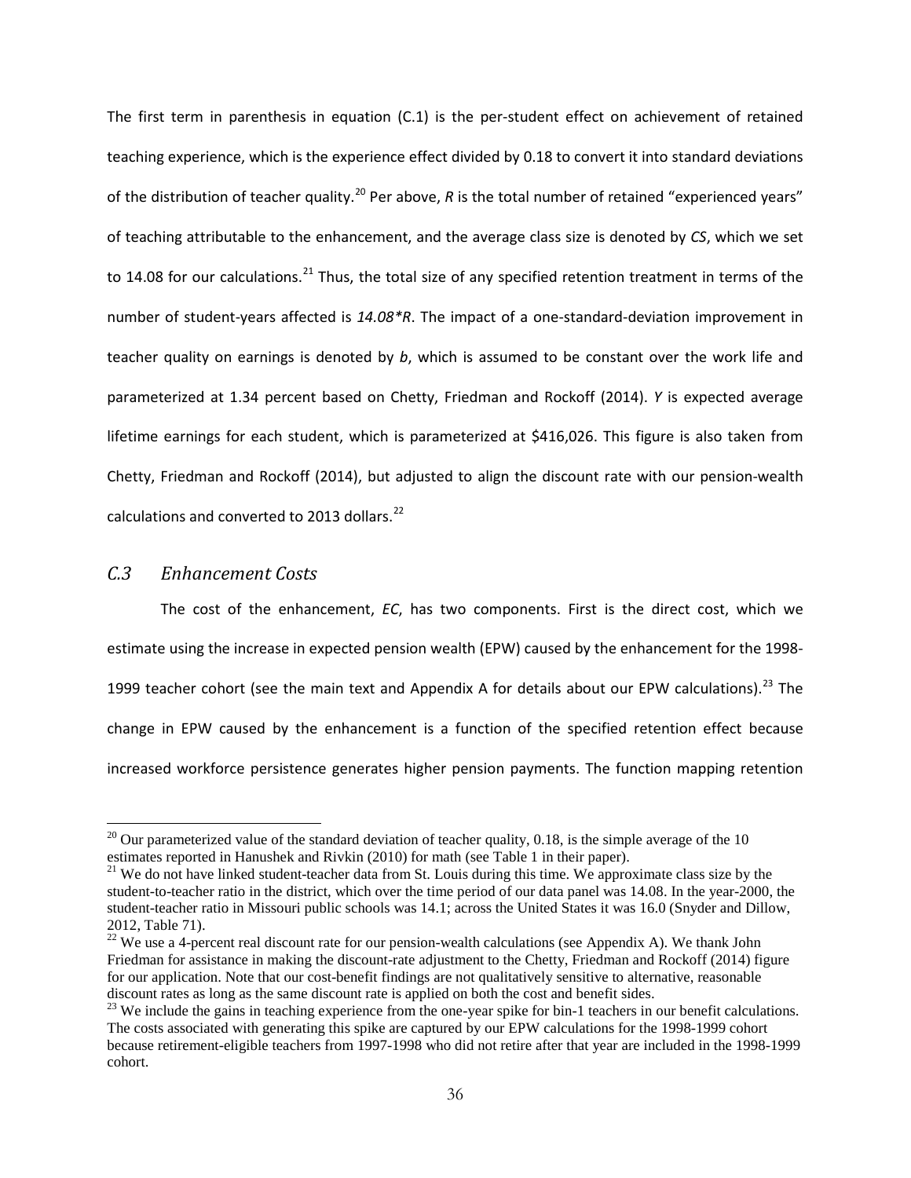The first term in parenthesis in equation (C.1) is the per-student effect on achievement of retained teaching experience, which is the experience effect divided by 0.18 to convert it into standard deviations of the distribution of teacher quality.[20] Per above, *R* is the total number of retained "experienced years" of teaching attributable to the enhancement, and the average class size is denoted by *CS*, which we set to 14.08 for our calculations.[21] Thus, the total size of any specified retention treatment in terms of the number of student-years affected is *14.08\*R*. The impact of a one-standard-deviation improvement in teacher quality on earnings is denoted by *b*, which is assumed to be constant over the work life and parameterized at 1.34 percent based on Chetty, Friedman and Rockoff (2014). *Y* is expected average lifetime earnings for each student, which is parameterized at $416,026. This figure is also taken from Chetty, Friedman and Rockoff (2014), but adjusted to align the discount rate with our pension-wealth calculations and converted to 2013 dollars.[22]

### *C.3 Enhancement Costs*

The cost of the enhancement, *EC*, has two components. First is the direct cost, which we estimate using the increase in expected pension wealth (EPW) caused by the enhancement for the 1998-1999 teacher cohort (see the main text and Appendix A for details about our EPW calculations).[23] The change in EPW caused by the enhancement is a function of the specified retention effect because increased workforce persistence generates higher pension payments. The function mapping retention

---

[20] Our parameterized value of the standard deviation of teacher quality, 0.18, is the simple average of the 10 estimates reported in Hanushek and Rivkin (2010) for math (see Table 1 in their paper).

[21] We do not have linked student-teacher data from St. Louis during this time. We approximate class size by the student-to-teacher ratio in the district, which over the time period of our data panel was 14.08. In the year-2000, the student-teacher ratio in Missouri public schools was 14.1; across the United States it was 16.0 (Snyder and Dillow, 2012, Table 71).

[22] We use a 4-percent real discount rate for our pension-wealth calculations (see Appendix A). We thank John Friedman for assistance in making the discount-rate adjustment to the Chetty, Friedman and Rockoff (2014) figure for our application. Note that our cost-benefit findings are not qualitatively sensitive to alternative, reasonable discount rates as long as the same discount rate is applied on both the cost and benefit sides.

[23] We include the gains in teaching experience from the one-year spike for bin-1 teachers in our benefit calculations. The costs associated with generating this spike are captured by our EPW calculations for the 1998-1999 cohort because retirement-eligible teachers from 1997-1998 who did not retire after that year are included in the 1998-1999 cohort.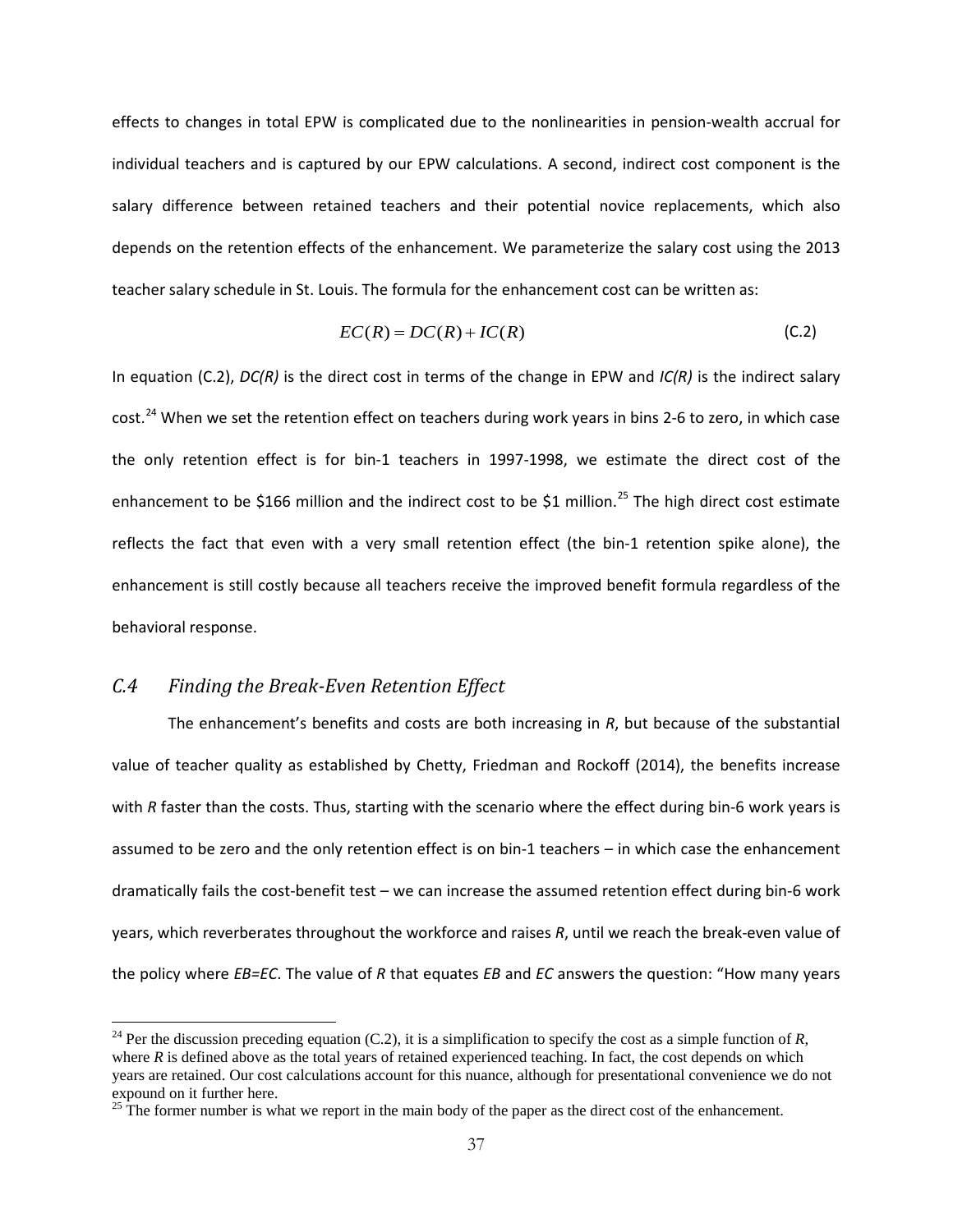effects to changes in total EPW is complicated due to the nonlinearities in pension-wealth accrual for individual teachers and is captured by our EPW calculations. A second, indirect cost component is the salary difference between retained teachers and their potential novice replacements, which also depends on the retention effects of the enhancement. We parameterize the salary cost using the 2013 teacher salary schedule in St. Louis. The formula for the enhancement cost can be written as:

$$EC(R) = DC(R) + IC(R) \tag{C.2}$$

In equation (C.2), *DC(R)* is the direct cost in terms of the change in EPW and *IC(R)* is the indirect salary cost.[24] When we set the retention effect on teachers during work years in bins 2-6 to zero, in which case the only retention effect is for bin-1 teachers in 1997-1998, we estimate the direct cost of the enhancement to be $166 million and the indirect cost to be $1 million.[25] The high direct cost estimate reflects the fact that even with a very small retention effect (the bin-1 retention spike alone), the enhancement is still costly because all teachers receive the improved benefit formula regardless of the behavioral response.

### *C.4 Finding the Break-Even Retention Effect*

The enhancement's benefits and costs are both increasing in *R*, but because of the substantial value of teacher quality as established by Chetty, Friedman and Rockoff (2014), the benefits increase with *R* faster than the costs. Thus, starting with the scenario where the effect during bin-6 work years is assumed to be zero and the only retention effect is on bin-1 teachers – in which case the enhancement dramatically fails the cost-benefit test – we can increase the assumed retention effect during bin-6 work years, which reverberates throughout the workforce and raises *R*, until we reach the break-even value of the policy where *EB=EC*. The value of *R* that equates *EB* and *EC* answers the question: "How many years

---

[24] Per the discussion preceding equation (C.2), it is a simplification to specify the cost as a simple function of *R*, where *R* is defined above as the total years of retained experienced teaching. In fact, the cost depends on which years are retained. Our cost calculations account for this nuance, although for presentational convenience we do not expound on it further here.

[25] The former number is what we report in the main body of the paper as the direct cost of the enhancement.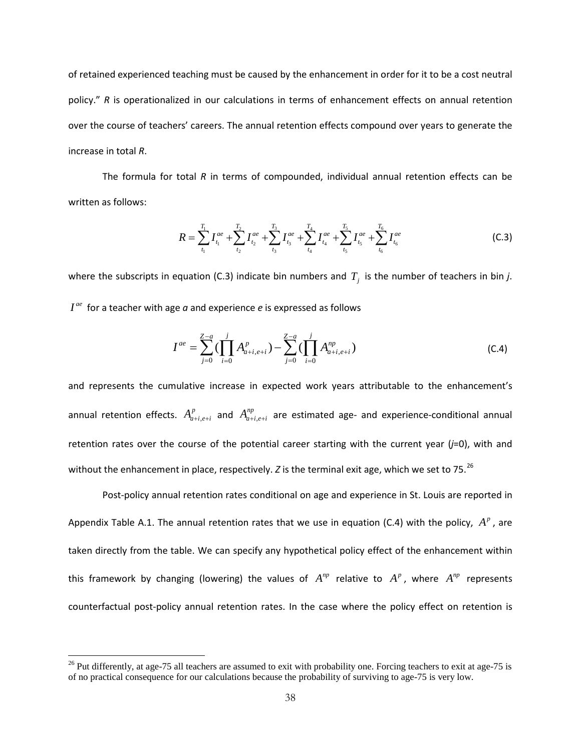of retained experienced teaching must be caused by the enhancement in order for it to be a cost neutral policy." *R* is operationalized in our calculations in terms of enhancement effects on annual retention over the course of teachers' careers. The annual retention effects compound over years to generate the increase in total *R*.

The formula for total *R* in terms of compounded, individual annual retention effects can be written as follows:

$$R = \sum_{t_1}^{T_1} I_{t_1}^{ae} + \sum_{t_2}^{T_2} I_{t_2}^{ae} + \sum_{t_3}^{T_3} I_{t_3}^{ae} + \sum_{t_4}^{T_4} I_{t_4}^{ae} + \sum_{t_5}^{T_5} I_{t_5}^{ae} + \sum_{t_6}^{T_6} I_{t_6}^{ae} \tag{C.3}$$

where the subscripts in equation (C.3) indicate bin numbers and $T_j$ is the number of teachers in bin *j*. $I^{ae}$ for a teacher with age *a* and experience *e* is expressed as follows

$$I^{ae} = \sum_{j=0}^{Z-a} \left( \prod_{i=0}^{j} A_{a+i,e+i}^{p} \right) - \sum_{j=0}^{Z-a} \left( \prod_{i=0}^{j} A_{a+i,e+i}^{np} \right) \tag{C.4}$$

and represents the cumulative increase in expected work years attributable to the enhancement's annual retention effects. $A_{a+i,e+i}^{p}$ and $A_{a+i,e+i}^{np}$ are estimated age- and experience-conditional annual retention rates over the course of the potential career starting with the current year (*j*=0), with and without the enhancement in place, respectively. *Z* is the terminal exit age, which we set to 75.[26]

Post-policy annual retention rates conditional on age and experience in St. Louis are reported in Appendix Table A.1. The annual retention rates that we use in equation (C.4) with the policy, $A^{p}$, are taken directly from the table. We can specify any hypothetical policy effect of the enhancement within this framework by changing (lowering) the values of $A^{np}$ relative to $A^{p}$, where $A^{np}$ represents counterfactual post-policy annual retention rates. In the case where the policy effect on retention is

[26] Put differently, at age-75 all teachers are assumed to exit with probability one. Forcing teachers to exit at age-75 is of no practical consequence for our calculations because the probability of surviving to age-75 is very low.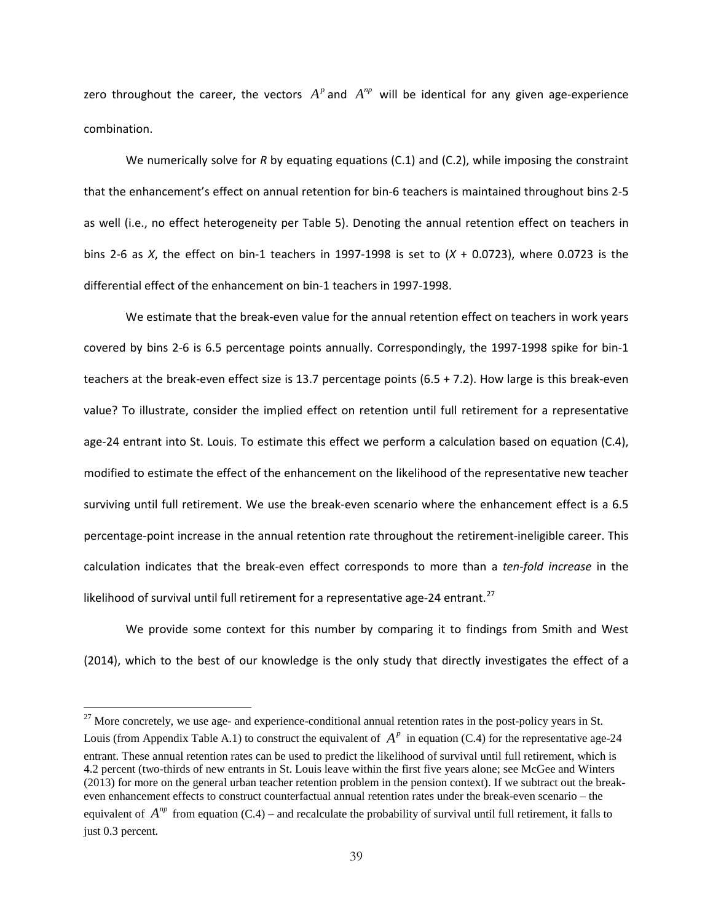zero throughout the career, the vectors $A^p$ and $A^{np}$ will be identical for any given age-experience combination.

We numerically solve for *R* by equating equations (C.1) and (C.2), while imposing the constraint that the enhancement's effect on annual retention for bin-6 teachers is maintained throughout bins 2-5 as well (i.e., no effect heterogeneity per Table 5). Denoting the annual retention effect on teachers in bins 2-6 as *X*, the effect on bin-1 teachers in 1997-1998 is set to (*X* + 0.0723), where 0.0723 is the differential effect of the enhancement on bin-1 teachers in 1997-1998.

We estimate that the break-even value for the annual retention effect on teachers in work years covered by bins 2-6 is 6.5 percentage points annually. Correspondingly, the 1997-1998 spike for bin-1 teachers at the break-even effect size is 13.7 percentage points (6.5 + 7.2). How large is this break-even value? To illustrate, consider the implied effect on retention until full retirement for a representative age-24 entrant into St. Louis. To estimate this effect we perform a calculation based on equation (C.4), modified to estimate the effect of the enhancement on the likelihood of the representative new teacher surviving until full retirement. We use the break-even scenario where the enhancement effect is a 6.5 percentage-point increase in the annual retention rate throughout the retirement-ineligible career. This calculation indicates that the break-even effect corresponds to more than a *ten-fold increase* in the likelihood of survival until full retirement for a representative age-24 entrant.[27]

We provide some context for this number by comparing it to findings from Smith and West (2014), which to the best of our knowledge is the only study that directly investigates the effect of a

[27] More concretely, we use age- and experience-conditional annual retention rates in the post-policy years in St. Louis (from Appendix Table A.1) to construct the equivalent of $A^p$ in equation (C.4) for the representative age-24 entrant. These annual retention rates can be used to predict the likelihood of survival until full retirement, which is 4.2 percent (two-thirds of new entrants in St. Louis leave within the first five years alone; see McGee and Winters (2013) for more on the general urban teacher retention problem in the pension context). If we subtract out the break-even enhancement effects to construct counterfactual annual retention rates under the break-even scenario – the equivalent of $A^{np}$ from equation (C.4) – and recalculate the probability of survival until full retirement, it falls to just 0.3 percent.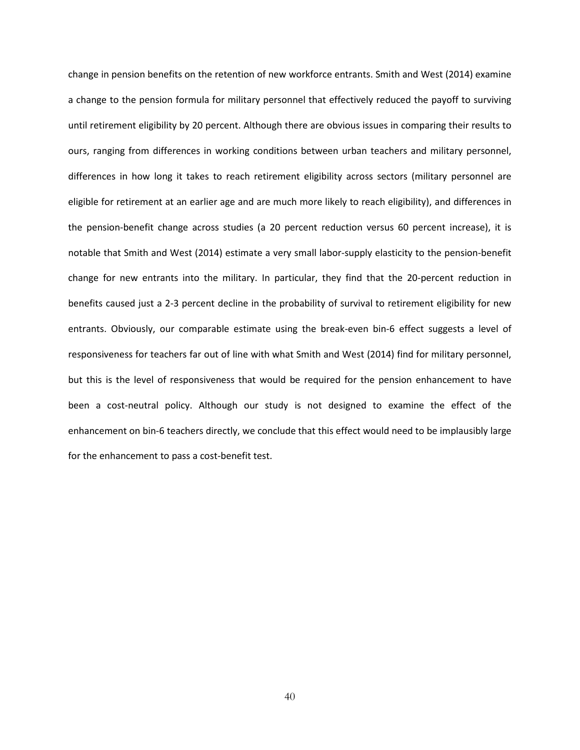change in pension benefits on the retention of new workforce entrants. Smith and West (2014) examine a change to the pension formula for military personnel that effectively reduced the payoff to surviving until retirement eligibility by 20 percent. Although there are obvious issues in comparing their results to ours, ranging from differences in working conditions between urban teachers and military personnel, differences in how long it takes to reach retirement eligibility across sectors (military personnel are eligible for retirement at an earlier age and are much more likely to reach eligibility), and differences in the pension-benefit change across studies (a 20 percent reduction versus 60 percent increase), it is notable that Smith and West (2014) estimate a very small labor-supply elasticity to the pension-benefit change for new entrants into the military. In particular, they find that the 20-percent reduction in benefits caused just a 2-3 percent decline in the probability of survival to retirement eligibility for new entrants. Obviously, our comparable estimate using the break-even bin-6 effect suggests a level of responsiveness for teachers far out of line with what Smith and West (2014) find for military personnel, but this is the level of responsiveness that would be required for the pension enhancement to have been a cost-neutral policy. Although our study is not designed to examine the effect of the enhancement on bin-6 teachers directly, we conclude that this effect would need to be implausibly large for the enhancement to pass a cost-benefit test.